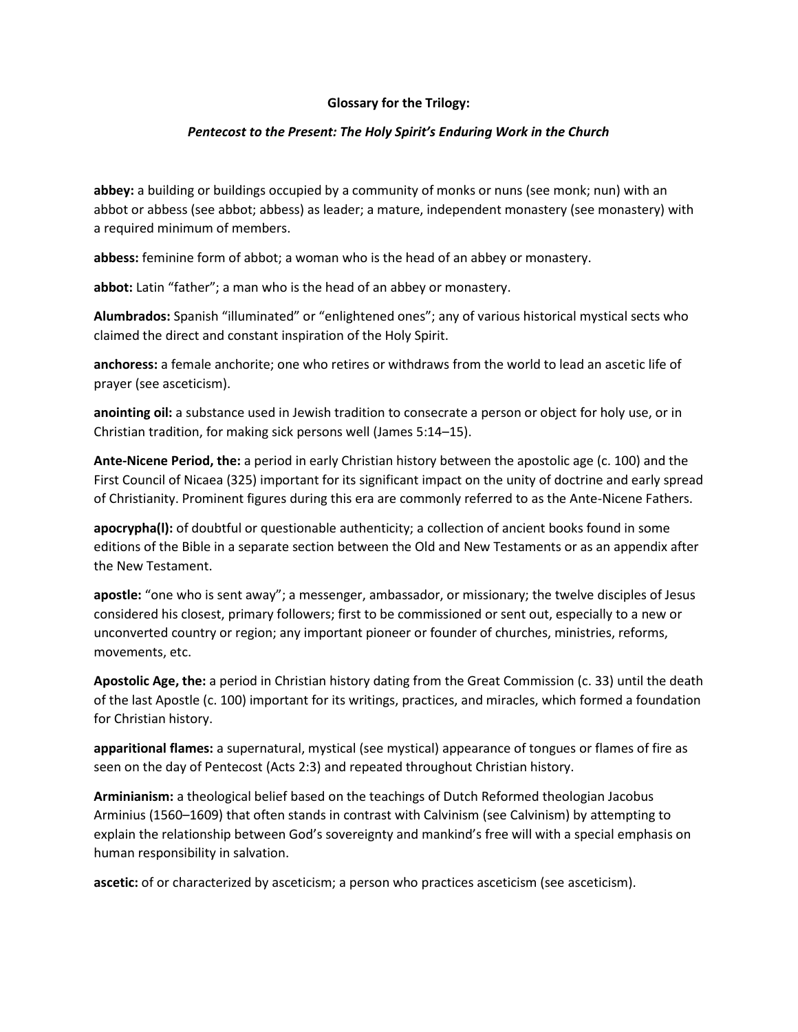**Glossary for the Trilogy:**

***Pentecost to the Present: The Holy Spirit's Enduring Work in the Church***

**abbey:** a building or buildings occupied by a community of monks or nuns (see monk; nun) with an abbot or abbess (see abbot; abbess) as leader; a mature, independent monastery (see monastery) with a required minimum of members.

**abbess:** feminine form of abbot; a woman who is the head of an abbey or monastery.

**abbot:** Latin "father"; a man who is the head of an abbey or monastery.

**Alumbrados:** Spanish "illuminated" or "enlightened ones"; any of various historical mystical sects who claimed the direct and constant inspiration of the Holy Spirit.

**anchoress:** a female anchorite; one who retires or withdraws from the world to lead an ascetic life of prayer (see asceticism).

**anointing oil:** a substance used in Jewish tradition to consecrate a person or object for holy use, or in Christian tradition, for making sick persons well (James 5:14–15).

**Ante-Nicene Period, the:** a period in early Christian history between the apostolic age (c. 100) and the First Council of Nicaea (325) important for its significant impact on the unity of doctrine and early spread of Christianity. Prominent figures during this era are commonly referred to as the Ante-Nicene Fathers.

**apocrypha(l):** of doubtful or questionable authenticity; a collection of ancient books found in some editions of the Bible in a separate section between the Old and New Testaments or as an appendix after the New Testament.

**apostle:** "one who is sent away"; a messenger, ambassador, or missionary; the twelve disciples of Jesus considered his closest, primary followers; first to be commissioned or sent out, especially to a new or unconverted country or region; any important pioneer or founder of churches, ministries, reforms, movements, etc.

**Apostolic Age, the:** a period in Christian history dating from the Great Commission (c. 33) until the death of the last Apostle (c. 100) important for its writings, practices, and miracles, which formed a foundation for Christian history.

**apparitional flames:** a supernatural, mystical (see mystical) appearance of tongues or flames of fire as seen on the day of Pentecost (Acts 2:3) and repeated throughout Christian history.

**Arminianism:** a theological belief based on the teachings of Dutch Reformed theologian Jacobus Arminius (1560–1609) that often stands in contrast with Calvinism (see Calvinism) by attempting to explain the relationship between God's sovereignty and mankind's free will with a special emphasis on human responsibility in salvation.

**ascetic:** of or characterized by asceticism; a person who practices asceticism (see asceticism).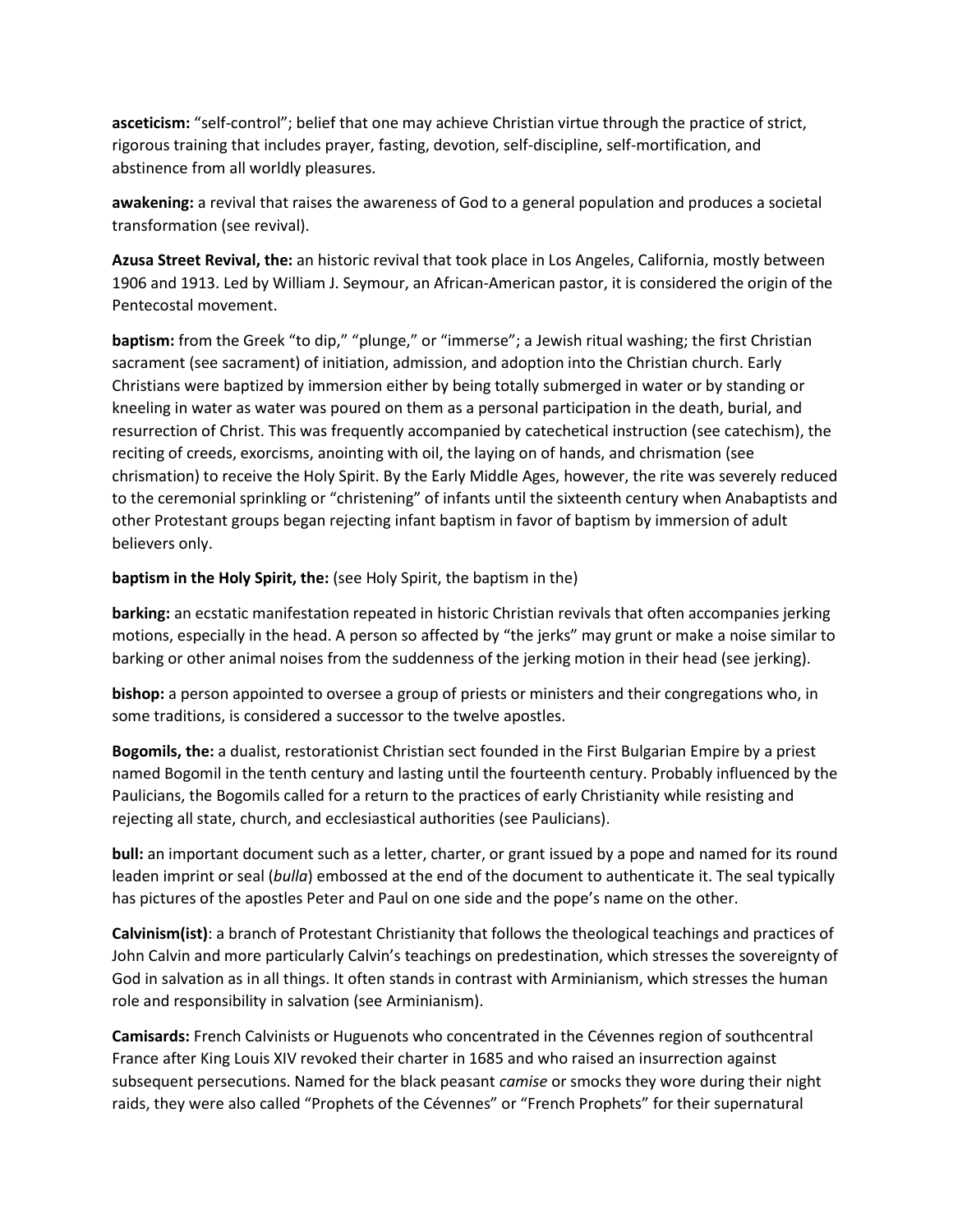**asceticism:** "self-control"; belief that one may achieve Christian virtue through the practice of strict, rigorous training that includes prayer, fasting, devotion, self-discipline, self-mortification, and abstinence from all worldly pleasures.

**awakening:** a revival that raises the awareness of God to a general population and produces a societal transformation (see revival).

**Azusa Street Revival, the:** an historic revival that took place in Los Angeles, California, mostly between 1906 and 1913. Led by William J. Seymour, an African-American pastor, it is considered the origin of the Pentecostal movement.

**baptism:** from the Greek "to dip," "plunge," or "immerse"; a Jewish ritual washing; the first Christian sacrament (see sacrament) of initiation, admission, and adoption into the Christian church. Early Christians were baptized by immersion either by being totally submerged in water or by standing or kneeling in water as water was poured on them as a personal participation in the death, burial, and resurrection of Christ. This was frequently accompanied by catechetical instruction (see catechism), the reciting of creeds, exorcisms, anointing with oil, the laying on of hands, and chrismation (see chrismation) to receive the Holy Spirit. By the Early Middle Ages, however, the rite was severely reduced to the ceremonial sprinkling or "christening" of infants until the sixteenth century when Anabaptists and other Protestant groups began rejecting infant baptism in favor of baptism by immersion of adult believers only.

**baptism in the Holy Spirit, the:** (see Holy Spirit, the baptism in the)

**barking:** an ecstatic manifestation repeated in historic Christian revivals that often accompanies jerking motions, especially in the head. A person so affected by "the jerks" may grunt or make a noise similar to barking or other animal noises from the suddenness of the jerking motion in their head (see jerking).

**bishop:** a person appointed to oversee a group of priests or ministers and their congregations who, in some traditions, is considered a successor to the twelve apostles.

**Bogomils, the:** a dualist, restorationist Christian sect founded in the First Bulgarian Empire by a priest named Bogomil in the tenth century and lasting until the fourteenth century. Probably influenced by the Paulicians, the Bogomils called for a return to the practices of early Christianity while resisting and rejecting all state, church, and ecclesiastical authorities (see Paulicians).

**bull:** an important document such as a letter, charter, or grant issued by a pope and named for its round leaden imprint or seal (*bulla*) embossed at the end of the document to authenticate it. The seal typically has pictures of the apostles Peter and Paul on one side and the pope's name on the other.

**Calvinism(ist)**: a branch of Protestant Christianity that follows the theological teachings and practices of John Calvin and more particularly Calvin's teachings on predestination, which stresses the sovereignty of God in salvation as in all things. It often stands in contrast with Arminianism, which stresses the human role and responsibility in salvation (see Arminianism).

**Camisards:** French Calvinists or Huguenots who concentrated in the Cévennes region of southcentral France after King Louis XIV revoked their charter in 1685 and who raised an insurrection against subsequent persecutions. Named for the black peasant *camise* or smocks they wore during their night raids, they were also called "Prophets of the Cévennes" or "French Prophets" for their supernatural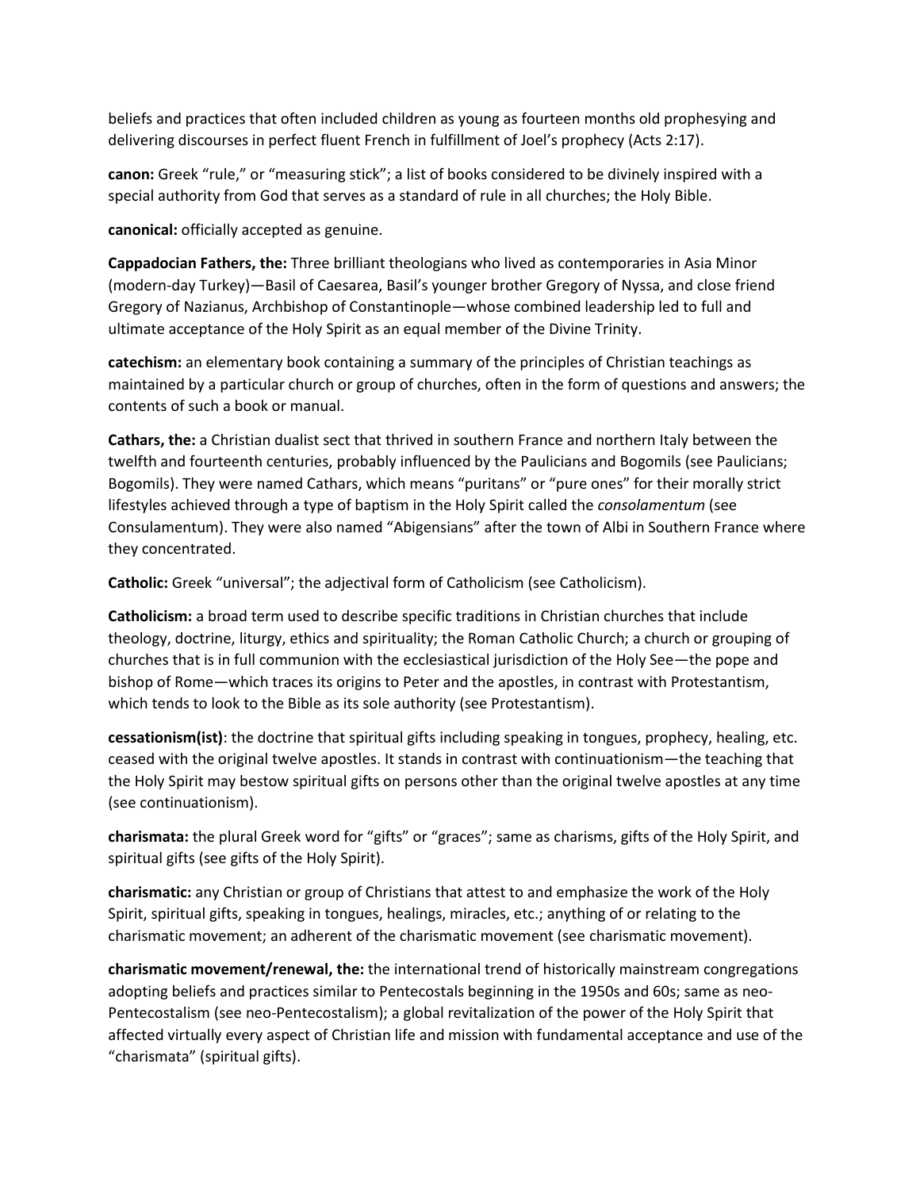beliefs and practices that often included children as young as fourteen months old prophesying and delivering discourses in perfect fluent French in fulfillment of Joel's prophecy (Acts 2:17).

**canon:** Greek "rule," or "measuring stick"; a list of books considered to be divinely inspired with a special authority from God that serves as a standard of rule in all churches; the Holy Bible.

**canonical:** officially accepted as genuine.

**Cappadocian Fathers, the:** Three brilliant theologians who lived as contemporaries in Asia Minor (modern-day Turkey)—Basil of Caesarea, Basil's younger brother Gregory of Nyssa, and close friend Gregory of Nazianus, Archbishop of Constantinople—whose combined leadership led to full and ultimate acceptance of the Holy Spirit as an equal member of the Divine Trinity.

**catechism:** an elementary book containing a summary of the principles of Christian teachings as maintained by a particular church or group of churches, often in the form of questions and answers; the contents of such a book or manual.

**Cathars, the:** a Christian dualist sect that thrived in southern France and northern Italy between the twelfth and fourteenth centuries, probably influenced by the Paulicians and Bogomils (see Paulicians; Bogomils). They were named Cathars, which means "puritans" or "pure ones" for their morally strict lifestyles achieved through a type of baptism in the Holy Spirit called the *consolamentum* (see Consulamentum). They were also named "Abigensians" after the town of Albi in Southern France where they concentrated.

**Catholic:** Greek "universal"; the adjectival form of Catholicism (see Catholicism).

**Catholicism:** a broad term used to describe specific traditions in Christian churches that include theology, doctrine, liturgy, ethics and spirituality; the Roman Catholic Church; a church or grouping of churches that is in full communion with the ecclesiastical jurisdiction of the Holy See—the pope and bishop of Rome—which traces its origins to Peter and the apostles, in contrast with Protestantism, which tends to look to the Bible as its sole authority (see Protestantism).

**cessationism(ist)**: the doctrine that spiritual gifts including speaking in tongues, prophecy, healing, etc. ceased with the original twelve apostles. It stands in contrast with continuationism—the teaching that the Holy Spirit may bestow spiritual gifts on persons other than the original twelve apostles at any time (see continuationism).

**charismata:** the plural Greek word for "gifts" or "graces"; same as charisms, gifts of the Holy Spirit, and spiritual gifts (see gifts of the Holy Spirit).

**charismatic:** any Christian or group of Christians that attest to and emphasize the work of the Holy Spirit, spiritual gifts, speaking in tongues, healings, miracles, etc.; anything of or relating to the charismatic movement; an adherent of the charismatic movement (see charismatic movement).

**charismatic movement/renewal, the:** the international trend of historically mainstream congregations adopting beliefs and practices similar to Pentecostals beginning in the 1950s and 60s; same as neo-Pentecostalism (see neo-Pentecostalism); a global revitalization of the power of the Holy Spirit that affected virtually every aspect of Christian life and mission with fundamental acceptance and use of the "charismata" (spiritual gifts).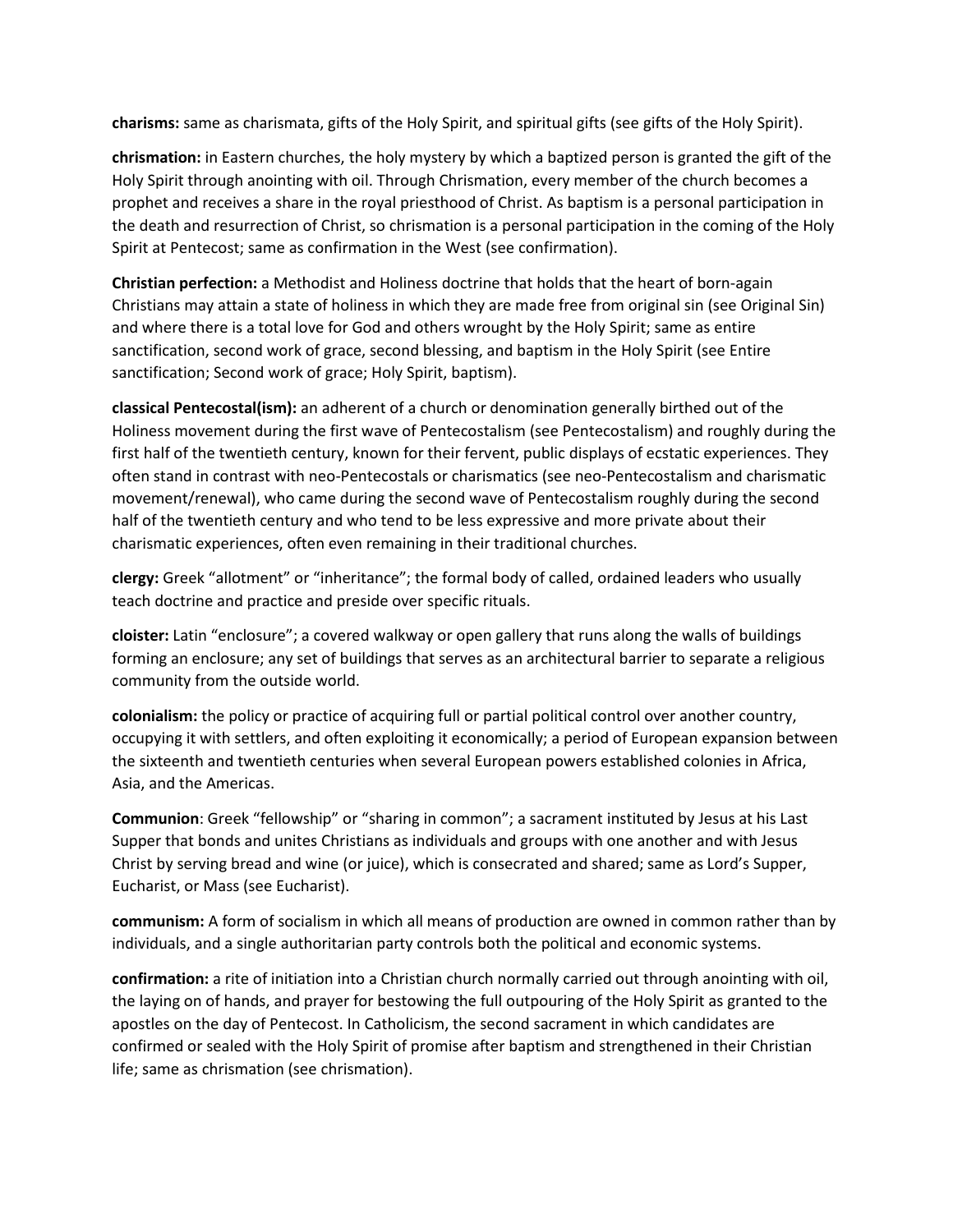**charisms:** same as charismata, gifts of the Holy Spirit, and spiritual gifts (see gifts of the Holy Spirit).

**chrismation:** in Eastern churches, the holy mystery by which a baptized person is granted the gift of the Holy Spirit through anointing with oil. Through Chrismation, every member of the church becomes a prophet and receives a share in the royal priesthood of Christ. As baptism is a personal participation in the death and resurrection of Christ, so chrismation is a personal participation in the coming of the Holy Spirit at Pentecost; same as confirmation in the West (see confirmation).

**Christian perfection:** a Methodist and Holiness doctrine that holds that the heart of born-again Christians may attain a state of holiness in which they are made free from original sin (see Original Sin) and where there is a total love for God and others wrought by the Holy Spirit; same as entire sanctification, second work of grace, second blessing, and baptism in the Holy Spirit (see Entire sanctification; Second work of grace; Holy Spirit, baptism).

**classical Pentecostal(ism):** an adherent of a church or denomination generally birthed out of the Holiness movement during the first wave of Pentecostalism (see Pentecostalism) and roughly during the first half of the twentieth century, known for their fervent, public displays of ecstatic experiences. They often stand in contrast with neo-Pentecostals or charismatics (see neo-Pentecostalism and charismatic movement/renewal), who came during the second wave of Pentecostalism roughly during the second half of the twentieth century and who tend to be less expressive and more private about their charismatic experiences, often even remaining in their traditional churches.

**clergy:** Greek "allotment" or "inheritance"; the formal body of called, ordained leaders who usually teach doctrine and practice and preside over specific rituals.

**cloister:** Latin "enclosure"; a covered walkway or open gallery that runs along the walls of buildings forming an enclosure; any set of buildings that serves as an architectural barrier to separate a religious community from the outside world.

**colonialism:** the policy or practice of acquiring full or partial political control over another country, occupying it with settlers, and often exploiting it economically; a period of European expansion between the sixteenth and twentieth centuries when several European powers established colonies in Africa, Asia, and the Americas.

**Communion**: Greek "fellowship" or "sharing in common"; a sacrament instituted by Jesus at his Last Supper that bonds and unites Christians as individuals and groups with one another and with Jesus Christ by serving bread and wine (or juice), which is consecrated and shared; same as Lord's Supper, Eucharist, or Mass (see Eucharist).

**communism:** A form of socialism in which all means of production are owned in common rather than by individuals, and a single authoritarian party controls both the political and economic systems.

**confirmation:** a rite of initiation into a Christian church normally carried out through anointing with oil, the laying on of hands, and prayer for bestowing the full outpouring of the Holy Spirit as granted to the apostles on the day of Pentecost. In Catholicism, the second sacrament in which candidates are confirmed or sealed with the Holy Spirit of promise after baptism and strengthened in their Christian life; same as chrismation (see chrismation).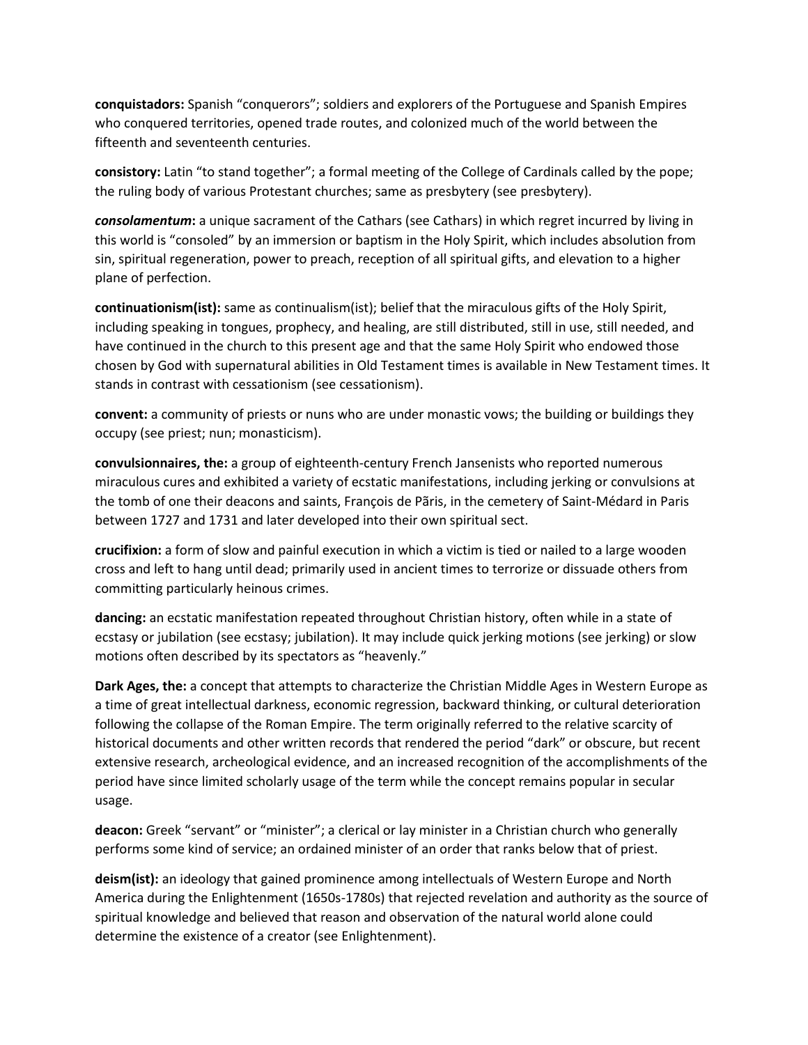**conquistadors:** Spanish “conquerors”; soldiers and explorers of the Portuguese and Spanish Empires who conquered territories, opened trade routes, and colonized much of the world between the fifteenth and seventeenth centuries.

**consistory:** Latin “to stand together”; a formal meeting of the College of Cardinals called by the pope; the ruling body of various Protestant churches; same as presbytery (see presbytery).

***consolamentum*:** a unique sacrament of the Cathars (see Cathars) in which regret incurred by living in this world is “consoled” by an immersion or baptism in the Holy Spirit, which includes absolution from sin, spiritual regeneration, power to preach, reception of all spiritual gifts, and elevation to a higher plane of perfection.

**continuationism(ist):** same as continualism(ist); belief that the miraculous gifts of the Holy Spirit, including speaking in tongues, prophecy, and healing, are still distributed, still in use, still needed, and have continued in the church to this present age and that the same Holy Spirit who endowed those chosen by God with supernatural abilities in Old Testament times is available in New Testament times. It stands in contrast with cessationism (see cessationism).

**convent:** a community of priests or nuns who are under monastic vows; the building or buildings they occupy (see priest; nun; monasticism).

**convulsionnaires, the:** a group of eighteenth-century French Jansenists who reported numerous miraculous cures and exhibited a variety of ecstatic manifestations, including jerking or convulsions at the tomb of one their deacons and saints, François de Pãris, in the cemetery of Saint-Médard in Paris between 1727 and 1731 and later developed into their own spiritual sect.

**crucifixion:** a form of slow and painful execution in which a victim is tied or nailed to a large wooden cross and left to hang until dead; primarily used in ancient times to terrorize or dissuade others from committing particularly heinous crimes.

**dancing:** an ecstatic manifestation repeated throughout Christian history, often while in a state of ecstasy or jubilation (see ecstasy; jubilation). It may include quick jerking motions (see jerking) or slow motions often described by its spectators as “heavenly.”

**Dark Ages, the:** a concept that attempts to characterize the Christian Middle Ages in Western Europe as a time of great intellectual darkness, economic regression, backward thinking, or cultural deterioration following the collapse of the Roman Empire. The term originally referred to the relative scarcity of historical documents and other written records that rendered the period “dark” or obscure, but recent extensive research, archeological evidence, and an increased recognition of the accomplishments of the period have since limited scholarly usage of the term while the concept remains popular in secular usage.

**deacon:** Greek “servant” or “minister”; a clerical or lay minister in a Christian church who generally performs some kind of service; an ordained minister of an order that ranks below that of priest.

**deism(ist):** an ideology that gained prominence among intellectuals of Western Europe and North America during the Enlightenment (1650s-1780s) that rejected revelation and authority as the source of spiritual knowledge and believed that reason and observation of the natural world alone could determine the existence of a creator (see Enlightenment).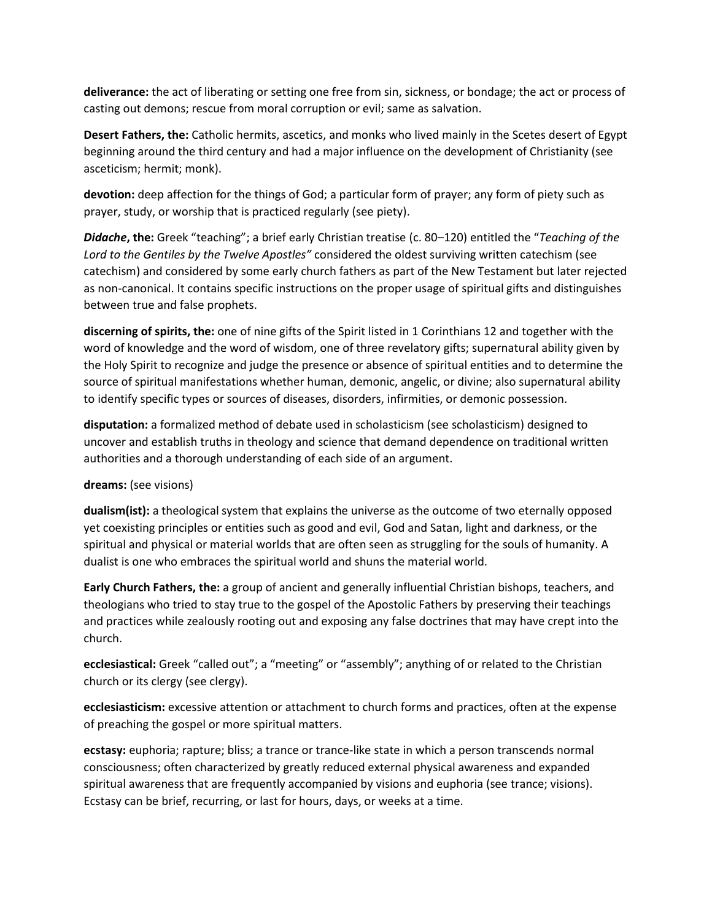**deliverance:** the act of liberating or setting one free from sin, sickness, or bondage; the act or process of casting out demons; rescue from moral corruption or evil; same as salvation.

**Desert Fathers, the:** Catholic hermits, ascetics, and monks who lived mainly in the Scetes desert of Egypt beginning around the third century and had a major influence on the development of Christianity (see asceticism; hermit; monk).

**devotion:** deep affection for the things of God; a particular form of prayer; any form of piety such as prayer, study, or worship that is practiced regularly (see piety).

***Didache*, the:** Greek "teaching"; a brief early Christian treatise (c. 80–120) entitled the "*Teaching of the Lord to the Gentiles by the Twelve Apostles"* considered the oldest surviving written catechism (see catechism) and considered by some early church fathers as part of the New Testament but later rejected as non-canonical. It contains specific instructions on the proper usage of spiritual gifts and distinguishes between true and false prophets.

**discerning of spirits, the:** one of nine gifts of the Spirit listed in 1 Corinthians 12 and together with the word of knowledge and the word of wisdom, one of three revelatory gifts; supernatural ability given by the Holy Spirit to recognize and judge the presence or absence of spiritual entities and to determine the source of spiritual manifestations whether human, demonic, angelic, or divine; also supernatural ability to identify specific types or sources of diseases, disorders, infirmities, or demonic possession.

**disputation:** a formalized method of debate used in scholasticism (see scholasticism) designed to uncover and establish truths in theology and science that demand dependence on traditional written authorities and a thorough understanding of each side of an argument.

**dreams:** (see visions)

**dualism(ist):** a theological system that explains the universe as the outcome of two eternally opposed yet coexisting principles or entities such as good and evil, God and Satan, light and darkness, or the spiritual and physical or material worlds that are often seen as struggling for the souls of humanity. A dualist is one who embraces the spiritual world and shuns the material world.

**Early Church Fathers, the:** a group of ancient and generally influential Christian bishops, teachers, and theologians who tried to stay true to the gospel of the Apostolic Fathers by preserving their teachings and practices while zealously rooting out and exposing any false doctrines that may have crept into the church.

**ecclesiastical:** Greek "called out"; a "meeting" or "assembly"; anything of or related to the Christian church or its clergy (see clergy).

**ecclesiasticism:** excessive attention or attachment to church forms and practices, often at the expense of preaching the gospel or more spiritual matters.

**ecstasy:** euphoria; rapture; bliss; a trance or trance-like state in which a person transcends normal consciousness; often characterized by greatly reduced external physical awareness and expanded spiritual awareness that are frequently accompanied by visions and euphoria (see trance; visions). Ecstasy can be brief, recurring, or last for hours, days, or weeks at a time.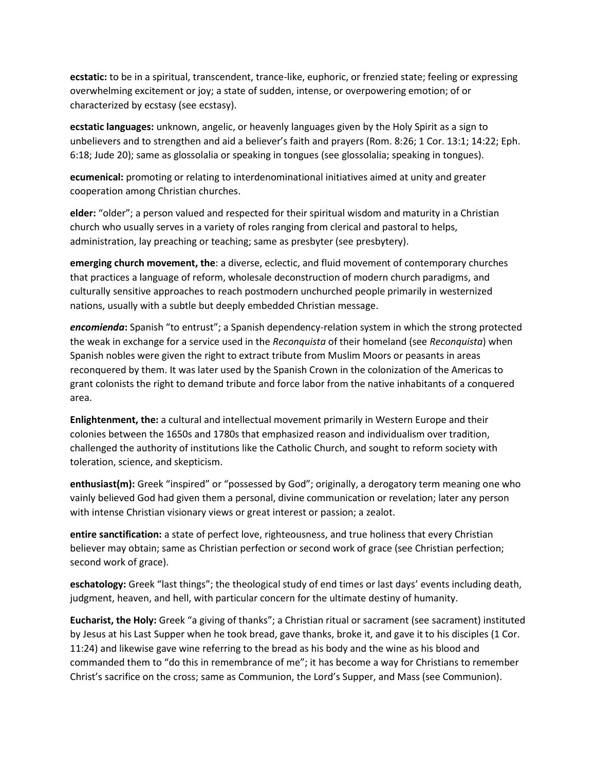**ecstatic:** to be in a spiritual, transcendent, trance-like, euphoric, or frenzied state; feeling or expressing overwhelming excitement or joy; a state of sudden, intense, or overpowering emotion; of or characterized by ecstasy (see ecstasy).

**ecstatic languages:** unknown, angelic, or heavenly languages given by the Holy Spirit as a sign to unbelievers and to strengthen and aid a believer's faith and prayers (Rom. 8:26; 1 Cor. 13:1; 14:22; Eph. 6:18; Jude 20); same as glossolalia or speaking in tongues (see glossolalia; speaking in tongues).

**ecumenical:** promoting or relating to interdenominational initiatives aimed at unity and greater cooperation among Christian churches.

**elder:** "older"; a person valued and respected for their spiritual wisdom and maturity in a Christian church who usually serves in a variety of roles ranging from clerical and pastoral to helps, administration, lay preaching or teaching; same as presbyter (see presbytery).

**emerging church movement, the**: a diverse, eclectic, and fluid movement of contemporary churches that practices a language of reform, wholesale deconstruction of modern church paradigms, and culturally sensitive approaches to reach postmodern unchurched people primarily in westernized nations, usually with a subtle but deeply embedded Christian message.

***encomienda*:** Spanish "to entrust"; a Spanish dependency-relation system in which the strong protected the weak in exchange for a service used in the *Reconquista* of their homeland (see *Reconquista*) when Spanish nobles were given the right to extract tribute from Muslim Moors or peasants in areas reconquered by them. It was later used by the Spanish Crown in the colonization of the Americas to grant colonists the right to demand tribute and force labor from the native inhabitants of a conquered area.

**Enlightenment, the:** a cultural and intellectual movement primarily in Western Europe and their colonies between the 1650s and 1780s that emphasized reason and individualism over tradition, challenged the authority of institutions like the Catholic Church, and sought to reform society with toleration, science, and skepticism.

**enthusiast(m):** Greek "inspired" or "possessed by God"; originally, a derogatory term meaning one who vainly believed God had given them a personal, divine communication or revelation; later any person with intense Christian visionary views or great interest or passion; a zealot.

**entire sanctification:** a state of perfect love, righteousness, and true holiness that every Christian believer may obtain; same as Christian perfection or second work of grace (see Christian perfection; second work of grace).

**eschatology:** Greek "last things"; the theological study of end times or last days' events including death, judgment, heaven, and hell, with particular concern for the ultimate destiny of humanity.

**Eucharist, the Holy:** Greek "a giving of thanks"; a Christian ritual or sacrament (see sacrament) instituted by Jesus at his Last Supper when he took bread, gave thanks, broke it, and gave it to his disciples (1 Cor. 11:24) and likewise gave wine referring to the bread as his body and the wine as his blood and commanded them to "do this in remembrance of me"; it has become a way for Christians to remember Christ's sacrifice on the cross; same as Communion, the Lord's Supper, and Mass (see Communion).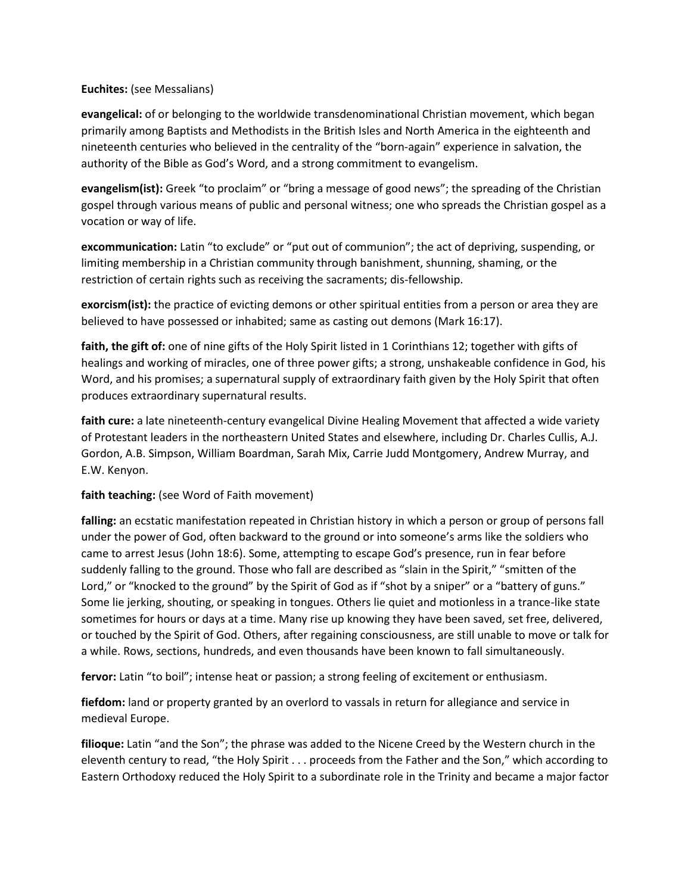**Euchites:** (see Messalians)

**evangelical:** of or belonging to the worldwide transdenominational Christian movement, which began primarily among Baptists and Methodists in the British Isles and North America in the eighteenth and nineteenth centuries who believed in the centrality of the "born-again" experience in salvation, the authority of the Bible as God's Word, and a strong commitment to evangelism.

**evangelism(ist):** Greek "to proclaim" or "bring a message of good news"; the spreading of the Christian gospel through various means of public and personal witness; one who spreads the Christian gospel as a vocation or way of life.

**excommunication:** Latin "to exclude" or "put out of communion"; the act of depriving, suspending, or limiting membership in a Christian community through banishment, shunning, shaming, or the restriction of certain rights such as receiving the sacraments; dis-fellowship.

**exorcism(ist):** the practice of evicting demons or other spiritual entities from a person or area they are believed to have possessed or inhabited; same as casting out demons (Mark 16:17).

**faith, the gift of:** one of nine gifts of the Holy Spirit listed in 1 Corinthians 12; together with gifts of healings and working of miracles, one of three power gifts; a strong, unshakeable confidence in God, his Word, and his promises; a supernatural supply of extraordinary faith given by the Holy Spirit that often produces extraordinary supernatural results.

**faith cure:** a late nineteenth-century evangelical Divine Healing Movement that affected a wide variety of Protestant leaders in the northeastern United States and elsewhere, including Dr. Charles Cullis, A.J. Gordon, A.B. Simpson, William Boardman, Sarah Mix, Carrie Judd Montgomery, Andrew Murray, and E.W. Kenyon.

**faith teaching:** (see Word of Faith movement)

**falling:** an ecstatic manifestation repeated in Christian history in which a person or group of persons fall under the power of God, often backward to the ground or into someone's arms like the soldiers who came to arrest Jesus (John 18:6). Some, attempting to escape God's presence, run in fear before suddenly falling to the ground. Those who fall are described as "slain in the Spirit," "smitten of the Lord," or "knocked to the ground" by the Spirit of God as if "shot by a sniper" or a "battery of guns." Some lie jerking, shouting, or speaking in tongues. Others lie quiet and motionless in a trance-like state sometimes for hours or days at a time. Many rise up knowing they have been saved, set free, delivered, or touched by the Spirit of God. Others, after regaining consciousness, are still unable to move or talk for a while. Rows, sections, hundreds, and even thousands have been known to fall simultaneously.

**fervor:** Latin "to boil"; intense heat or passion; a strong feeling of excitement or enthusiasm.

**fiefdom:** land or property granted by an overlord to vassals in return for allegiance and service in medieval Europe.

**filioque:** Latin "and the Son"; the phrase was added to the Nicene Creed by the Western church in the eleventh century to read, "the Holy Spirit . . . proceeds from the Father and the Son," which according to Eastern Orthodoxy reduced the Holy Spirit to a subordinate role in the Trinity and became a major factor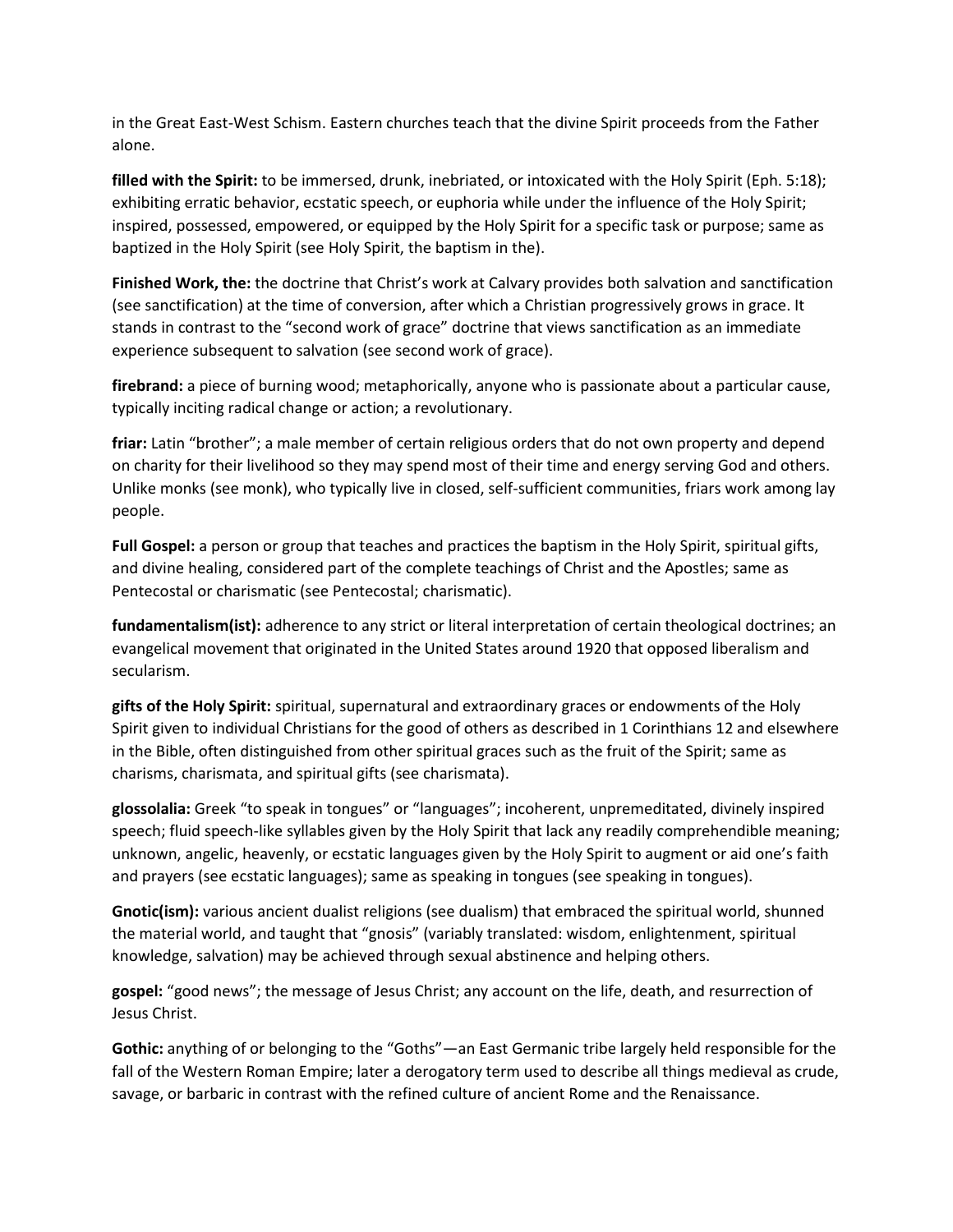in the Great East-West Schism. Eastern churches teach that the divine Spirit proceeds from the Father alone.

**filled with the Spirit:** to be immersed, drunk, inebriated, or intoxicated with the Holy Spirit (Eph. 5:18); exhibiting erratic behavior, ecstatic speech, or euphoria while under the influence of the Holy Spirit; inspired, possessed, empowered, or equipped by the Holy Spirit for a specific task or purpose; same as baptized in the Holy Spirit (see Holy Spirit, the baptism in the).

**Finished Work, the:** the doctrine that Christ's work at Calvary provides both salvation and sanctification (see sanctification) at the time of conversion, after which a Christian progressively grows in grace. It stands in contrast to the "second work of grace" doctrine that views sanctification as an immediate experience subsequent to salvation (see second work of grace).

**firebrand:** a piece of burning wood; metaphorically, anyone who is passionate about a particular cause, typically inciting radical change or action; a revolutionary.

**friar:** Latin "brother"; a male member of certain religious orders that do not own property and depend on charity for their livelihood so they may spend most of their time and energy serving God and others. Unlike monks (see monk), who typically live in closed, self-sufficient communities, friars work among lay people.

**Full Gospel:** a person or group that teaches and practices the baptism in the Holy Spirit, spiritual gifts, and divine healing, considered part of the complete teachings of Christ and the Apostles; same as Pentecostal or charismatic (see Pentecostal; charismatic).

**fundamentalism(ist):** adherence to any strict or literal interpretation of certain theological doctrines; an evangelical movement that originated in the United States around 1920 that opposed liberalism and secularism.

**gifts of the Holy Spirit:** spiritual, supernatural and extraordinary graces or endowments of the Holy Spirit given to individual Christians for the good of others as described in 1 Corinthians 12 and elsewhere in the Bible, often distinguished from other spiritual graces such as the fruit of the Spirit; same as charisms, charismata, and spiritual gifts (see charismata).

**glossolalia:** Greek "to speak in tongues" or "languages"; incoherent, unpremeditated, divinely inspired speech; fluid speech-like syllables given by the Holy Spirit that lack any readily comprehendible meaning; unknown, angelic, heavenly, or ecstatic languages given by the Holy Spirit to augment or aid one's faith and prayers (see ecstatic languages); same as speaking in tongues (see speaking in tongues).

**Gnotic(ism):** various ancient dualist religions (see dualism) that embraced the spiritual world, shunned the material world, and taught that "gnosis" (variably translated: wisdom, enlightenment, spiritual knowledge, salvation) may be achieved through sexual abstinence and helping others.

**gospel:** "good news"; the message of Jesus Christ; any account on the life, death, and resurrection of Jesus Christ.

**Gothic:** anything of or belonging to the "Goths"—an East Germanic tribe largely held responsible for the fall of the Western Roman Empire; later a derogatory term used to describe all things medieval as crude, savage, or barbaric in contrast with the refined culture of ancient Rome and the Renaissance.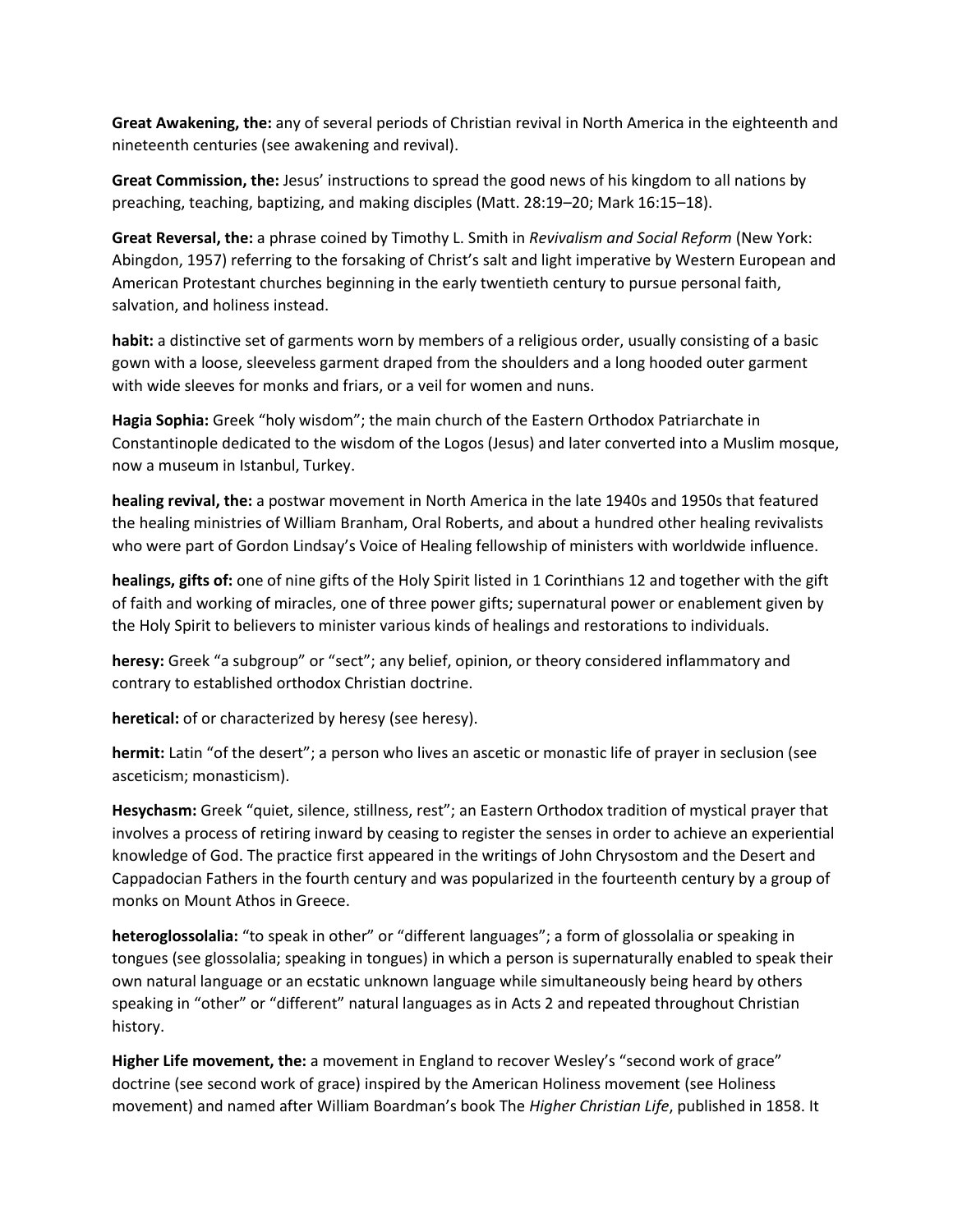**Great Awakening, the:** any of several periods of Christian revival in North America in the eighteenth and nineteenth centuries (see awakening and revival).

**Great Commission, the:** Jesus' instructions to spread the good news of his kingdom to all nations by preaching, teaching, baptizing, and making disciples (Matt. 28:19–20; Mark 16:15–18).

**Great Reversal, the:** a phrase coined by Timothy L. Smith in *Revivalism and Social Reform* (New York: Abingdon, 1957) referring to the forsaking of Christ's salt and light imperative by Western European and American Protestant churches beginning in the early twentieth century to pursue personal faith, salvation, and holiness instead.

**habit:** a distinctive set of garments worn by members of a religious order, usually consisting of a basic gown with a loose, sleeveless garment draped from the shoulders and a long hooded outer garment with wide sleeves for monks and friars, or a veil for women and nuns.

**Hagia Sophia:** Greek "holy wisdom"; the main church of the Eastern Orthodox Patriarchate in Constantinople dedicated to the wisdom of the Logos (Jesus) and later converted into a Muslim mosque, now a museum in Istanbul, Turkey.

**healing revival, the:** a postwar movement in North America in the late 1940s and 1950s that featured the healing ministries of William Branham, Oral Roberts, and about a hundred other healing revivalists who were part of Gordon Lindsay's Voice of Healing fellowship of ministers with worldwide influence.

**healings, gifts of:** one of nine gifts of the Holy Spirit listed in 1 Corinthians 12 and together with the gift of faith and working of miracles, one of three power gifts; supernatural power or enablement given by the Holy Spirit to believers to minister various kinds of healings and restorations to individuals.

**heresy:** Greek "a subgroup" or "sect"; any belief, opinion, or theory considered inflammatory and contrary to established orthodox Christian doctrine.

**heretical:** of or characterized by heresy (see heresy).

**hermit:** Latin "of the desert"; a person who lives an ascetic or monastic life of prayer in seclusion (see asceticism; monasticism).

**Hesychasm:** Greek "quiet, silence, stillness, rest"; an Eastern Orthodox tradition of mystical prayer that involves a process of retiring inward by ceasing to register the senses in order to achieve an experiential knowledge of God. The practice first appeared in the writings of John Chrysostom and the Desert and Cappadocian Fathers in the fourth century and was popularized in the fourteenth century by a group of monks on Mount Athos in Greece.

**heteroglossolalia:** "to speak in other" or "different languages"; a form of glossolalia or speaking in tongues (see glossolalia; speaking in tongues) in which a person is supernaturally enabled to speak their own natural language or an ecstatic unknown language while simultaneously being heard by others speaking in "other" or "different" natural languages as in Acts 2 and repeated throughout Christian history.

**Higher Life movement, the:** a movement in England to recover Wesley's "second work of grace" doctrine (see second work of grace) inspired by the American Holiness movement (see Holiness movement) and named after William Boardman's book The *Higher Christian Life*, published in 1858. It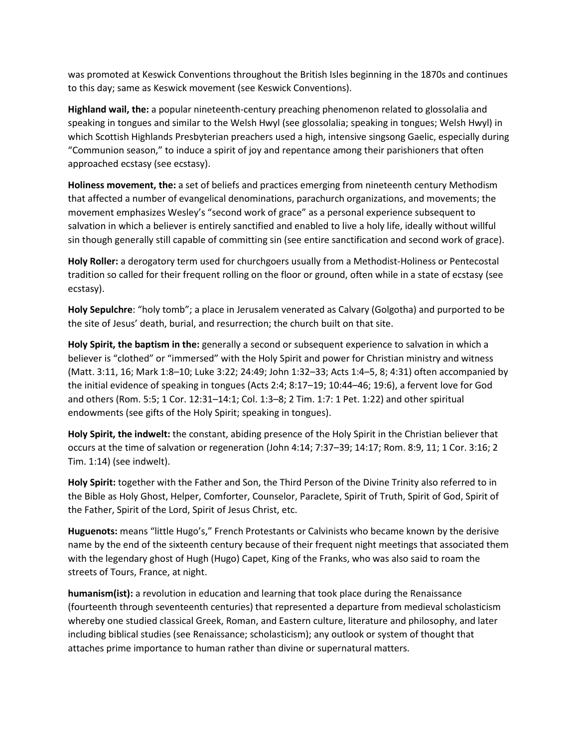was promoted at Keswick Conventions throughout the British Isles beginning in the 1870s and continues to this day; same as Keswick movement (see Keswick Conventions).

**Highland wail, the:** a popular nineteenth-century preaching phenomenon related to glossolalia and speaking in tongues and similar to the Welsh Hwyl (see glossolalia; speaking in tongues; Welsh Hwyl) in which Scottish Highlands Presbyterian preachers used a high, intensive singsong Gaelic, especially during "Communion season," to induce a spirit of joy and repentance among their parishioners that often approached ecstasy (see ecstasy).

**Holiness movement, the:** a set of beliefs and practices emerging from nineteenth century Methodism that affected a number of evangelical denominations, parachurch organizations, and movements; the movement emphasizes Wesley's "second work of grace" as a personal experience subsequent to salvation in which a believer is entirely sanctified and enabled to live a holy life, ideally without willful sin though generally still capable of committing sin (see entire sanctification and second work of grace).

**Holy Roller:** a derogatory term used for churchgoers usually from a Methodist-Holiness or Pentecostal tradition so called for their frequent rolling on the floor or ground, often while in a state of ecstasy (see ecstasy).

**Holy Sepulchre**: "holy tomb"; a place in Jerusalem venerated as Calvary (Golgotha) and purported to be the site of Jesus' death, burial, and resurrection; the church built on that site.

**Holy Spirit, the baptism in the:** generally a second or subsequent experience to salvation in which a believer is "clothed" or "immersed" with the Holy Spirit and power for Christian ministry and witness (Matt. 3:11, 16; Mark 1:8–10; Luke 3:22; 24:49; John 1:32–33; Acts 1:4–5, 8; 4:31) often accompanied by the initial evidence of speaking in tongues (Acts 2:4; 8:17–19; 10:44–46; 19:6), a fervent love for God and others (Rom. 5:5; 1 Cor. 12:31–14:1; Col. 1:3–8; 2 Tim. 1:7: 1 Pet. 1:22) and other spiritual endowments (see gifts of the Holy Spirit; speaking in tongues).

**Holy Spirit, the indwelt:** the constant, abiding presence of the Holy Spirit in the Christian believer that occurs at the time of salvation or regeneration (John 4:14; 7:37–39; 14:17; Rom. 8:9, 11; 1 Cor. 3:16; 2 Tim. 1:14) (see indwelt).

**Holy Spirit:** together with the Father and Son, the Third Person of the Divine Trinity also referred to in the Bible as Holy Ghost, Helper, Comforter, Counselor, Paraclete, Spirit of Truth, Spirit of God, Spirit of the Father, Spirit of the Lord, Spirit of Jesus Christ, etc.

**Huguenots:** means "little Hugo's," French Protestants or Calvinists who became known by the derisive name by the end of the sixteenth century because of their frequent night meetings that associated them with the legendary ghost of Hugh (Hugo) Capet, King of the Franks, who was also said to roam the streets of Tours, France, at night.

**humanism(ist):** a revolution in education and learning that took place during the Renaissance (fourteenth through seventeenth centuries) that represented a departure from medieval scholasticism whereby one studied classical Greek, Roman, and Eastern culture, literature and philosophy, and later including biblical studies (see Renaissance; scholasticism); any outlook or system of thought that attaches prime importance to human rather than divine or supernatural matters.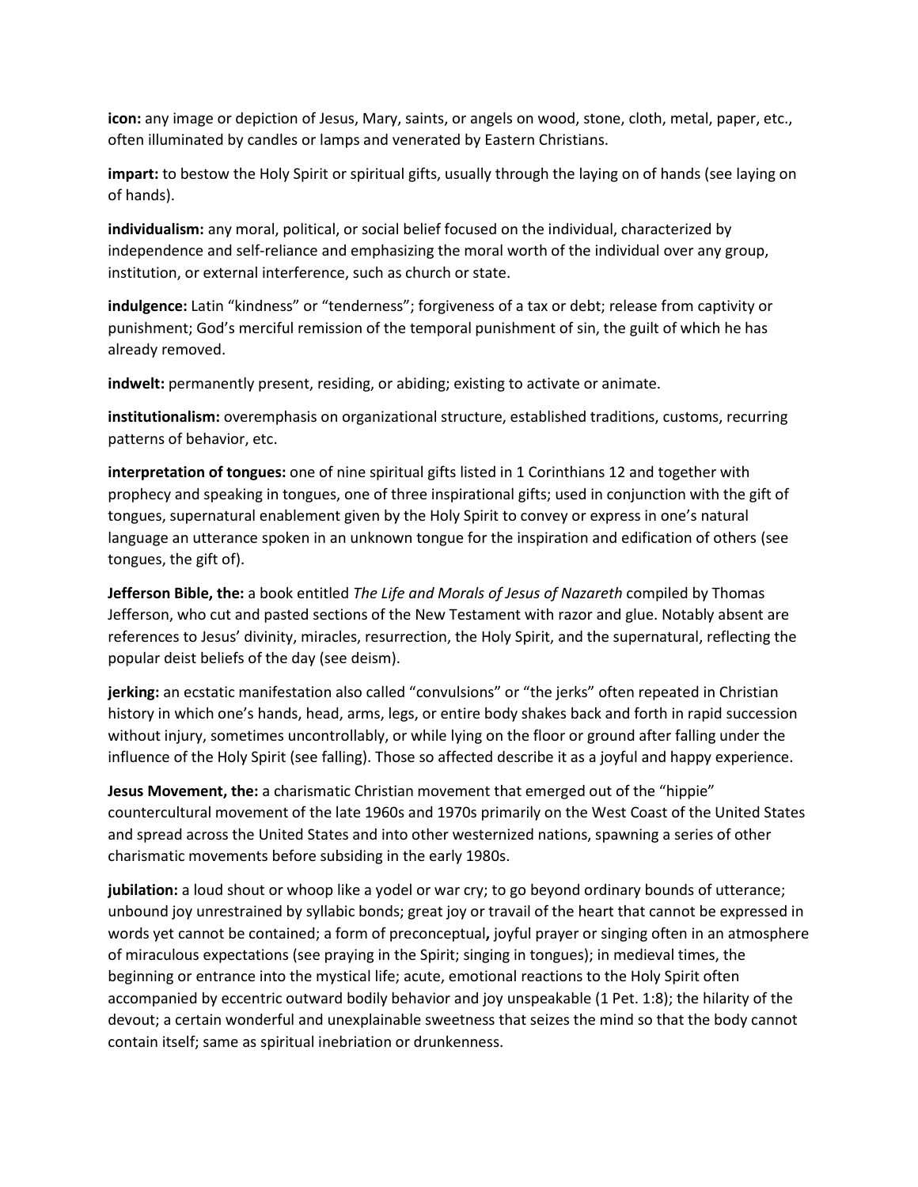**icon:** any image or depiction of Jesus, Mary, saints, or angels on wood, stone, cloth, metal, paper, etc., often illuminated by candles or lamps and venerated by Eastern Christians.

**impart:** to bestow the Holy Spirit or spiritual gifts, usually through the laying on of hands (see laying on of hands).

**individualism:** any moral, political, or social belief focused on the individual, characterized by independence and self-reliance and emphasizing the moral worth of the individual over any group, institution, or external interference, such as church or state.

**indulgence:** Latin "kindness" or "tenderness"; forgiveness of a tax or debt; release from captivity or punishment; God's merciful remission of the temporal punishment of sin, the guilt of which he has already removed.

**indwelt:** permanently present, residing, or abiding; existing to activate or animate.

**institutionalism:** overemphasis on organizational structure, established traditions, customs, recurring patterns of behavior, etc.

**interpretation of tongues:** one of nine spiritual gifts listed in 1 Corinthians 12 and together with prophecy and speaking in tongues, one of three inspirational gifts; used in conjunction with the gift of tongues, supernatural enablement given by the Holy Spirit to convey or express in one's natural language an utterance spoken in an unknown tongue for the inspiration and edification of others (see tongues, the gift of).

**Jefferson Bible, the:** a book entitled *The Life and Morals of Jesus of Nazareth* compiled by Thomas Jefferson, who cut and pasted sections of the New Testament with razor and glue. Notably absent are references to Jesus' divinity, miracles, resurrection, the Holy Spirit, and the supernatural, reflecting the popular deist beliefs of the day (see deism).

**jerking:** an ecstatic manifestation also called "convulsions" or "the jerks" often repeated in Christian history in which one's hands, head, arms, legs, or entire body shakes back and forth in rapid succession without injury, sometimes uncontrollably, or while lying on the floor or ground after falling under the influence of the Holy Spirit (see falling). Those so affected describe it as a joyful and happy experience.

**Jesus Movement, the:** a charismatic Christian movement that emerged out of the "hippie" countercultural movement of the late 1960s and 1970s primarily on the West Coast of the United States and spread across the United States and into other westernized nations, spawning a series of other charismatic movements before subsiding in the early 1980s.

**jubilation:** a loud shout or whoop like a yodel or war cry; to go beyond ordinary bounds of utterance; unbound joy unrestrained by syllabic bonds; great joy or travail of the heart that cannot be expressed in words yet cannot be contained; a form of preconceptual**,** joyful prayer or singing often in an atmosphere of miraculous expectations (see praying in the Spirit; singing in tongues); in medieval times, the beginning or entrance into the mystical life; acute, emotional reactions to the Holy Spirit often accompanied by eccentric outward bodily behavior and joy unspeakable (1 Pet. 1:8); the hilarity of the devout; a certain wonderful and unexplainable sweetness that seizes the mind so that the body cannot contain itself; same as spiritual inebriation or drunkenness.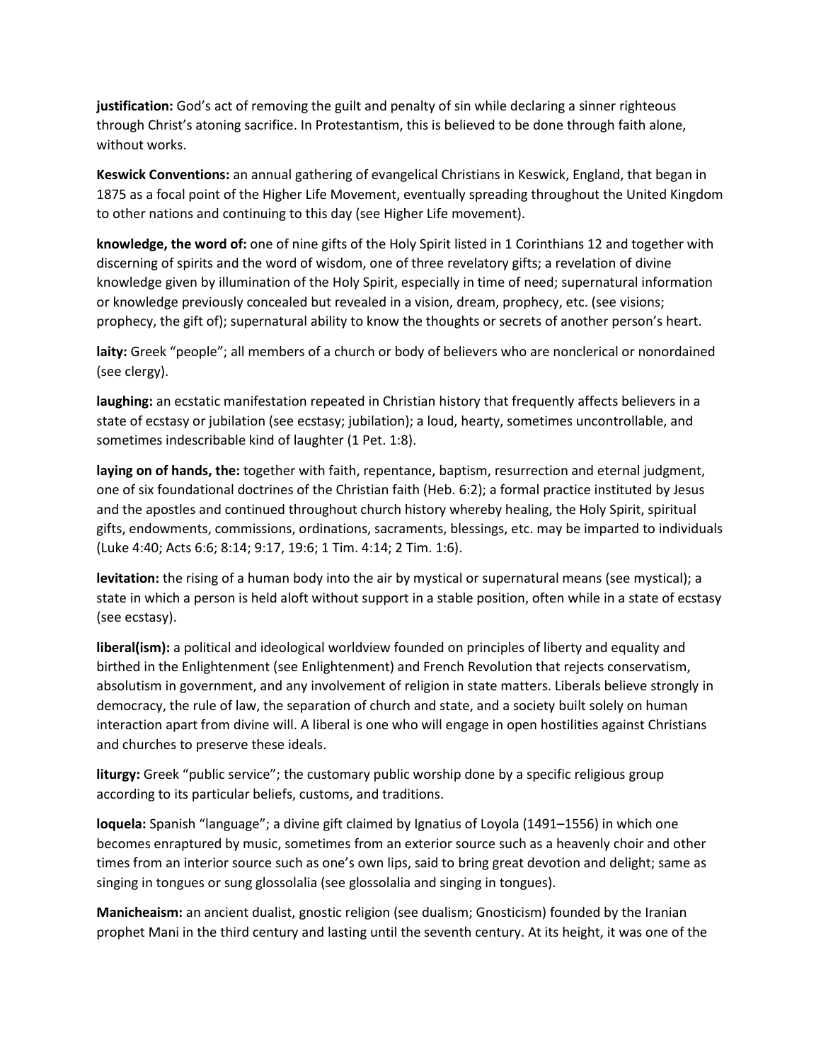**justification:** God's act of removing the guilt and penalty of sin while declaring a sinner righteous through Christ's atoning sacrifice. In Protestantism, this is believed to be done through faith alone, without works.

**Keswick Conventions:** an annual gathering of evangelical Christians in Keswick, England, that began in 1875 as a focal point of the Higher Life Movement, eventually spreading throughout the United Kingdom to other nations and continuing to this day (see Higher Life movement).

**knowledge, the word of:** one of nine gifts of the Holy Spirit listed in 1 Corinthians 12 and together with discerning of spirits and the word of wisdom, one of three revelatory gifts; a revelation of divine knowledge given by illumination of the Holy Spirit, especially in time of need; supernatural information or knowledge previously concealed but revealed in a vision, dream, prophecy, etc. (see visions; prophecy, the gift of); supernatural ability to know the thoughts or secrets of another person's heart.

**laity:** Greek "people"; all members of a church or body of believers who are nonclerical or nonordained (see clergy).

**laughing:** an ecstatic manifestation repeated in Christian history that frequently affects believers in a state of ecstasy or jubilation (see ecstasy; jubilation); a loud, hearty, sometimes uncontrollable, and sometimes indescribable kind of laughter (1 Pet. 1:8).

**laying on of hands, the:** together with faith, repentance, baptism, resurrection and eternal judgment, one of six foundational doctrines of the Christian faith (Heb. 6:2); a formal practice instituted by Jesus and the apostles and continued throughout church history whereby healing, the Holy Spirit, spiritual gifts, endowments, commissions, ordinations, sacraments, blessings, etc. may be imparted to individuals (Luke 4:40; Acts 6:6; 8:14; 9:17, 19:6; 1 Tim. 4:14; 2 Tim. 1:6).

**levitation:** the rising of a human body into the air by mystical or supernatural means (see mystical); a state in which a person is held aloft without support in a stable position, often while in a state of ecstasy (see ecstasy).

**liberal(ism):** a political and ideological worldview founded on principles of liberty and equality and birthed in the Enlightenment (see Enlightenment) and French Revolution that rejects conservatism, absolutism in government, and any involvement of religion in state matters. Liberals believe strongly in democracy, the rule of law, the separation of church and state, and a society built solely on human interaction apart from divine will. A liberal is one who will engage in open hostilities against Christians and churches to preserve these ideals.

**liturgy:** Greek "public service"; the customary public worship done by a specific religious group according to its particular beliefs, customs, and traditions.

**loquela:** Spanish "language"; a divine gift claimed by Ignatius of Loyola (1491–1556) in which one becomes enraptured by music, sometimes from an exterior source such as a heavenly choir and other times from an interior source such as one's own lips, said to bring great devotion and delight; same as singing in tongues or sung glossolalia (see glossolalia and singing in tongues).

**Manicheaism:** an ancient dualist, gnostic religion (see dualism; Gnosticism) founded by the Iranian prophet Mani in the third century and lasting until the seventh century. At its height, it was one of the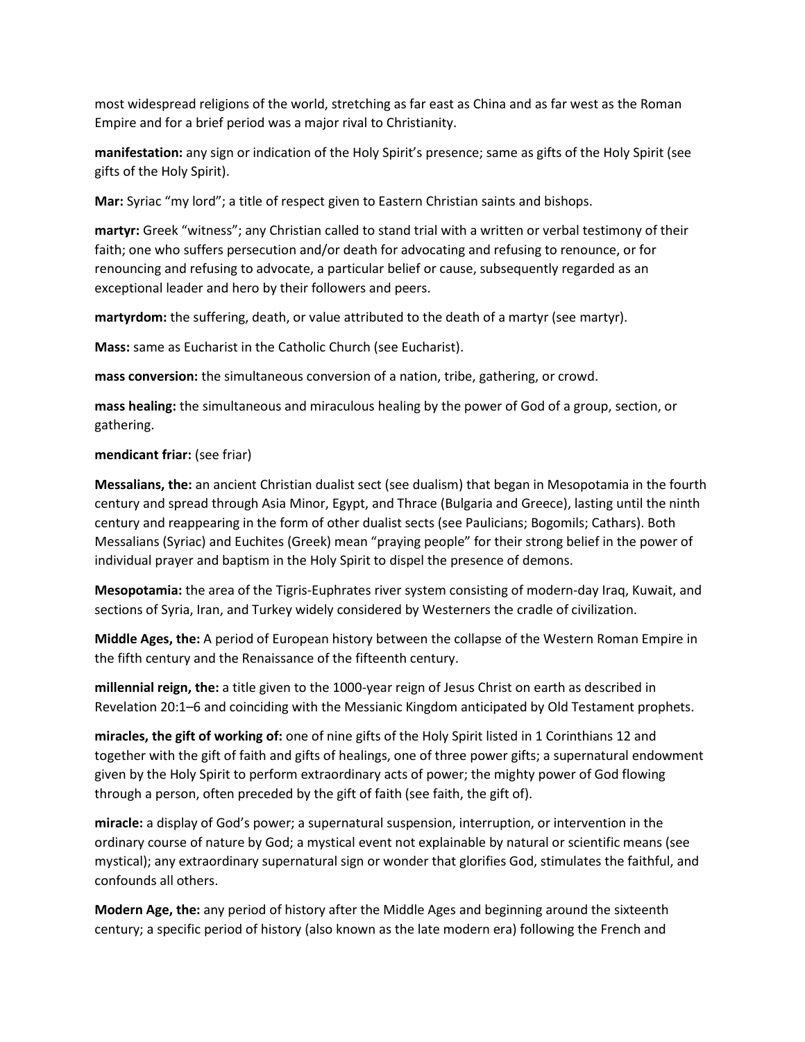most widespread religions of the world, stretching as far east as China and as far west as the Roman Empire and for a brief period was a major rival to Christianity.

**manifestation:** any sign or indication of the Holy Spirit's presence; same as gifts of the Holy Spirit (see gifts of the Holy Spirit).

**Mar:** Syriac "my lord"; a title of respect given to Eastern Christian saints and bishops.

**martyr:** Greek "witness"; any Christian called to stand trial with a written or verbal testimony of their faith; one who suffers persecution and/or death for advocating and refusing to renounce, or for renouncing and refusing to advocate, a particular belief or cause, subsequently regarded as an exceptional leader and hero by their followers and peers.

**martyrdom:** the suffering, death, or value attributed to the death of a martyr (see martyr).

**Mass:** same as Eucharist in the Catholic Church (see Eucharist).

**mass conversion:** the simultaneous conversion of a nation, tribe, gathering, or crowd.

**mass healing:** the simultaneous and miraculous healing by the power of God of a group, section, or gathering.

**mendicant friar:** (see friar)

**Messalians, the:** an ancient Christian dualist sect (see dualism) that began in Mesopotamia in the fourth century and spread through Asia Minor, Egypt, and Thrace (Bulgaria and Greece), lasting until the ninth century and reappearing in the form of other dualist sects (see Paulicians; Bogomils; Cathars). Both Messalians (Syriac) and Euchites (Greek) mean "praying people" for their strong belief in the power of individual prayer and baptism in the Holy Spirit to dispel the presence of demons.

**Mesopotamia:** the area of the Tigris-Euphrates river system consisting of modern-day Iraq, Kuwait, and sections of Syria, Iran, and Turkey widely considered by Westerners the cradle of civilization.

**Middle Ages, the:** A period of European history between the collapse of the Western Roman Empire in the fifth century and the Renaissance of the fifteenth century.

**millennial reign, the:** a title given to the 1000-year reign of Jesus Christ on earth as described in Revelation 20:1–6 and coinciding with the Messianic Kingdom anticipated by Old Testament prophets.

**miracles, the gift of working of:** one of nine gifts of the Holy Spirit listed in 1 Corinthians 12 and together with the gift of faith and gifts of healings, one of three power gifts; a supernatural endowment given by the Holy Spirit to perform extraordinary acts of power; the mighty power of God flowing through a person, often preceded by the gift of faith (see faith, the gift of).

**miracle:** a display of God's power; a supernatural suspension, interruption, or intervention in the ordinary course of nature by God; a mystical event not explainable by natural or scientific means (see mystical); any extraordinary supernatural sign or wonder that glorifies God, stimulates the faithful, and confounds all others.

**Modern Age, the:** any period of history after the Middle Ages and beginning around the sixteenth century; a specific period of history (also known as the late modern era) following the French and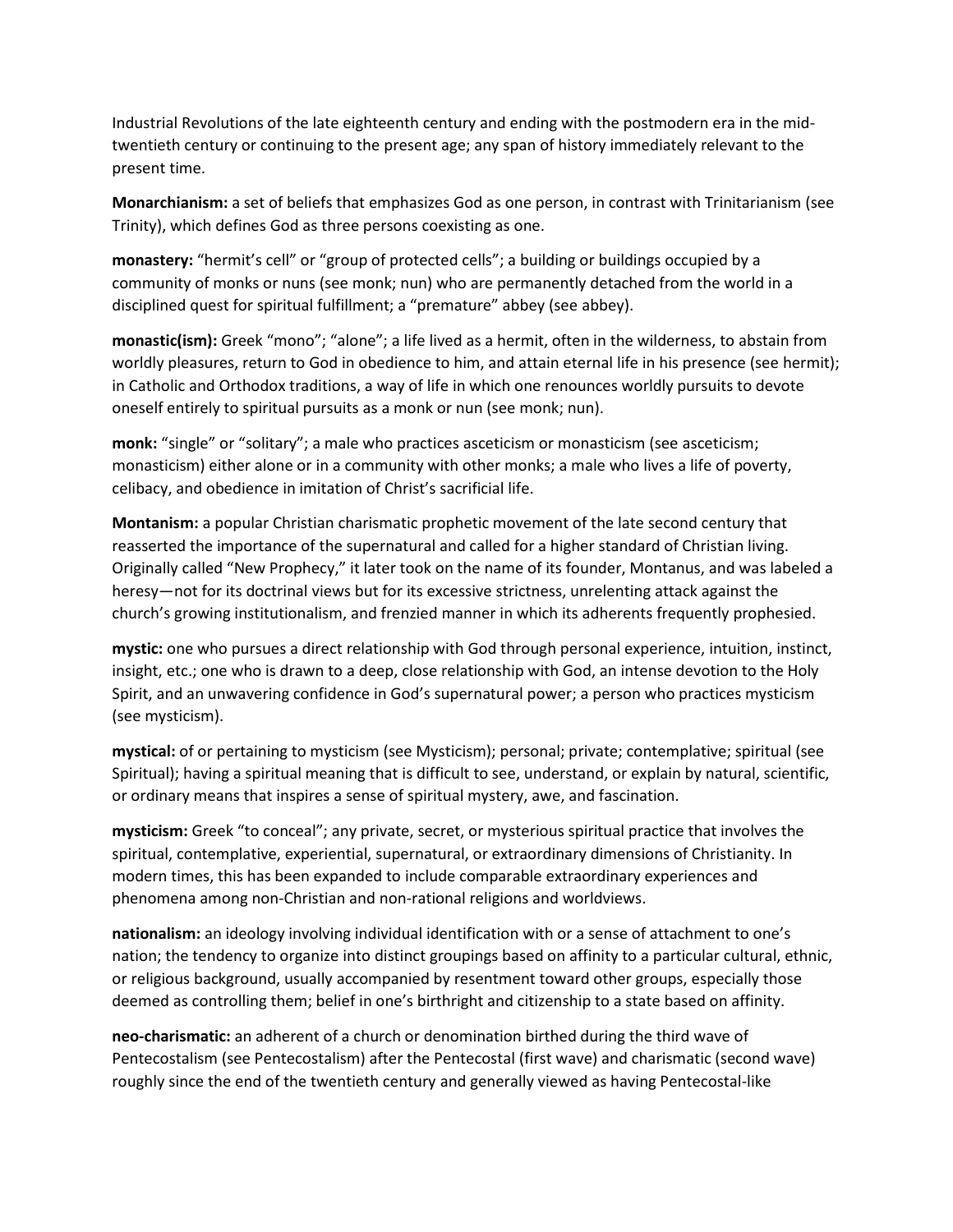Industrial Revolutions of the late eighteenth century and ending with the postmodern era in the mid-twentieth century or continuing to the present age; any span of history immediately relevant to the present time.

**Monarchianism:** a set of beliefs that emphasizes God as one person, in contrast with Trinitarianism (see Trinity), which defines God as three persons coexisting as one.

**monastery:** "hermit's cell" or "group of protected cells"; a building or buildings occupied by a community of monks or nuns (see monk; nun) who are permanently detached from the world in a disciplined quest for spiritual fulfillment; a "premature" abbey (see abbey).

**monastic(ism):** Greek "mono"; "alone"; a life lived as a hermit, often in the wilderness, to abstain from worldly pleasures, return to God in obedience to him, and attain eternal life in his presence (see hermit); in Catholic and Orthodox traditions, a way of life in which one renounces worldly pursuits to devote oneself entirely to spiritual pursuits as a monk or nun (see monk; nun).

**monk:** "single" or "solitary"; a male who practices asceticism or monasticism (see asceticism; monasticism) either alone or in a community with other monks; a male who lives a life of poverty, celibacy, and obedience in imitation of Christ's sacrificial life.

**Montanism:** a popular Christian charismatic prophetic movement of the late second century that reasserted the importance of the supernatural and called for a higher standard of Christian living. Originally called "New Prophecy," it later took on the name of its founder, Montanus, and was labeled a heresy—not for its doctrinal views but for its excessive strictness, unrelenting attack against the church's growing institutionalism, and frenzied manner in which its adherents frequently prophesied.

**mystic:** one who pursues a direct relationship with God through personal experience, intuition, instinct, insight, etc.; one who is drawn to a deep, close relationship with God, an intense devotion to the Holy Spirit, and an unwavering confidence in God's supernatural power; a person who practices mysticism (see mysticism).

**mystical:** of or pertaining to mysticism (see Mysticism); personal; private; contemplative; spiritual (see Spiritual); having a spiritual meaning that is difficult to see, understand, or explain by natural, scientific, or ordinary means that inspires a sense of spiritual mystery, awe, and fascination.

**mysticism:** Greek "to conceal"; any private, secret, or mysterious spiritual practice that involves the spiritual, contemplative, experiential, supernatural, or extraordinary dimensions of Christianity. In modern times, this has been expanded to include comparable extraordinary experiences and phenomena among non-Christian and non-rational religions and worldviews.

**nationalism:** an ideology involving individual identification with or a sense of attachment to one's nation; the tendency to organize into distinct groupings based on affinity to a particular cultural, ethnic, or religious background, usually accompanied by resentment toward other groups, especially those deemed as controlling them; belief in one's birthright and citizenship to a state based on affinity.

**neo-charismatic:** an adherent of a church or denomination birthed during the third wave of Pentecostalism (see Pentecostalism) after the Pentecostal (first wave) and charismatic (second wave) roughly since the end of the twentieth century and generally viewed as having Pentecostal-like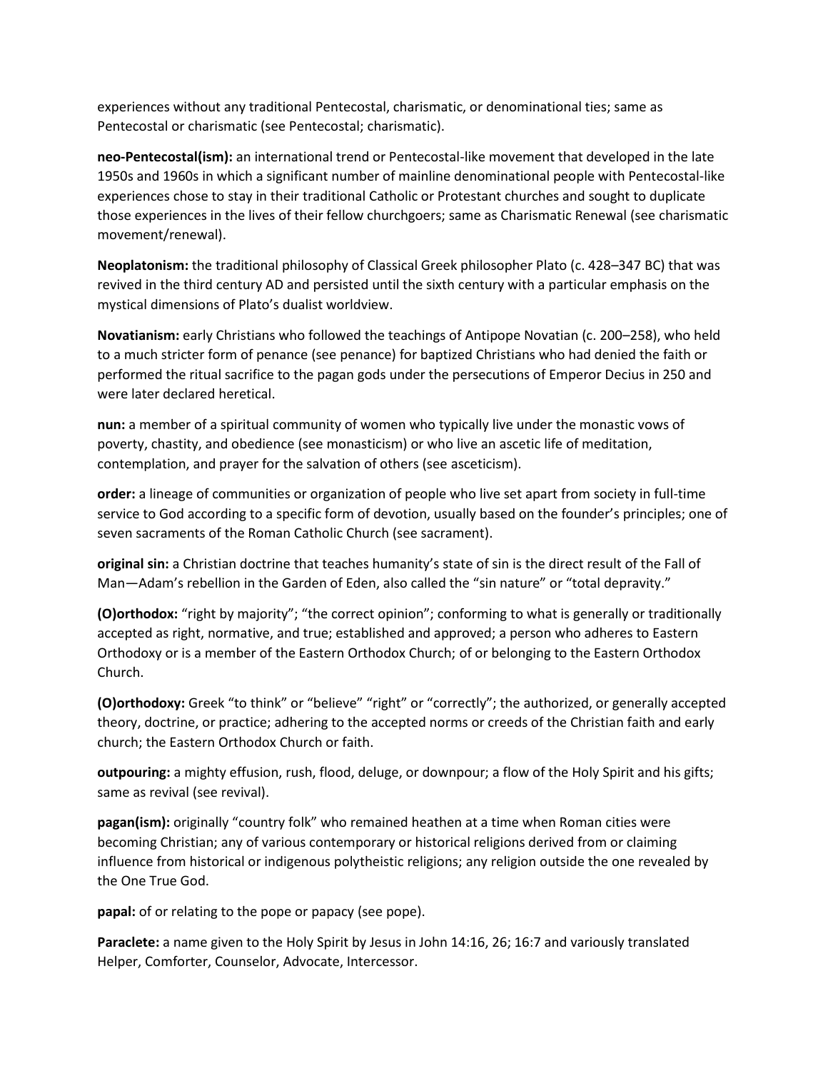experiences without any traditional Pentecostal, charismatic, or denominational ties; same as Pentecostal or charismatic (see Pentecostal; charismatic).

**neo-Pentecostal(ism):** an international trend or Pentecostal-like movement that developed in the late 1950s and 1960s in which a significant number of mainline denominational people with Pentecostal-like experiences chose to stay in their traditional Catholic or Protestant churches and sought to duplicate those experiences in the lives of their fellow churchgoers; same as Charismatic Renewal (see charismatic movement/renewal).

**Neoplatonism:** the traditional philosophy of Classical Greek philosopher Plato (c. 428–347 BC) that was revived in the third century AD and persisted until the sixth century with a particular emphasis on the mystical dimensions of Plato's dualist worldview.

**Novatianism:** early Christians who followed the teachings of Antipope Novatian (c. 200–258), who held to a much stricter form of penance (see penance) for baptized Christians who had denied the faith or performed the ritual sacrifice to the pagan gods under the persecutions of Emperor Decius in 250 and were later declared heretical.

**nun:** a member of a spiritual community of women who typically live under the monastic vows of poverty, chastity, and obedience (see monasticism) or who live an ascetic life of meditation, contemplation, and prayer for the salvation of others (see asceticism).

**order:** a lineage of communities or organization of people who live set apart from society in full-time service to God according to a specific form of devotion, usually based on the founder's principles; one of seven sacraments of the Roman Catholic Church (see sacrament).

**original sin:** a Christian doctrine that teaches humanity's state of sin is the direct result of the Fall of Man—Adam's rebellion in the Garden of Eden, also called the "sin nature" or "total depravity."

**(O)orthodox:** "right by majority"; "the correct opinion"; conforming to what is generally or traditionally accepted as right, normative, and true; established and approved; a person who adheres to Eastern Orthodoxy or is a member of the Eastern Orthodox Church; of or belonging to the Eastern Orthodox Church.

**(O)orthodoxy:** Greek "to think" or "believe" "right" or "correctly"; the authorized, or generally accepted theory, doctrine, or practice; adhering to the accepted norms or creeds of the Christian faith and early church; the Eastern Orthodox Church or faith.

**outpouring:** a mighty effusion, rush, flood, deluge, or downpour; a flow of the Holy Spirit and his gifts; same as revival (see revival).

**pagan(ism):** originally "country folk" who remained heathen at a time when Roman cities were becoming Christian; any of various contemporary or historical religions derived from or claiming influence from historical or indigenous polytheistic religions; any religion outside the one revealed by the One True God.

**papal:** of or relating to the pope or papacy (see pope).

**Paraclete:** a name given to the Holy Spirit by Jesus in John 14:16, 26; 16:7 and variously translated Helper, Comforter, Counselor, Advocate, Intercessor.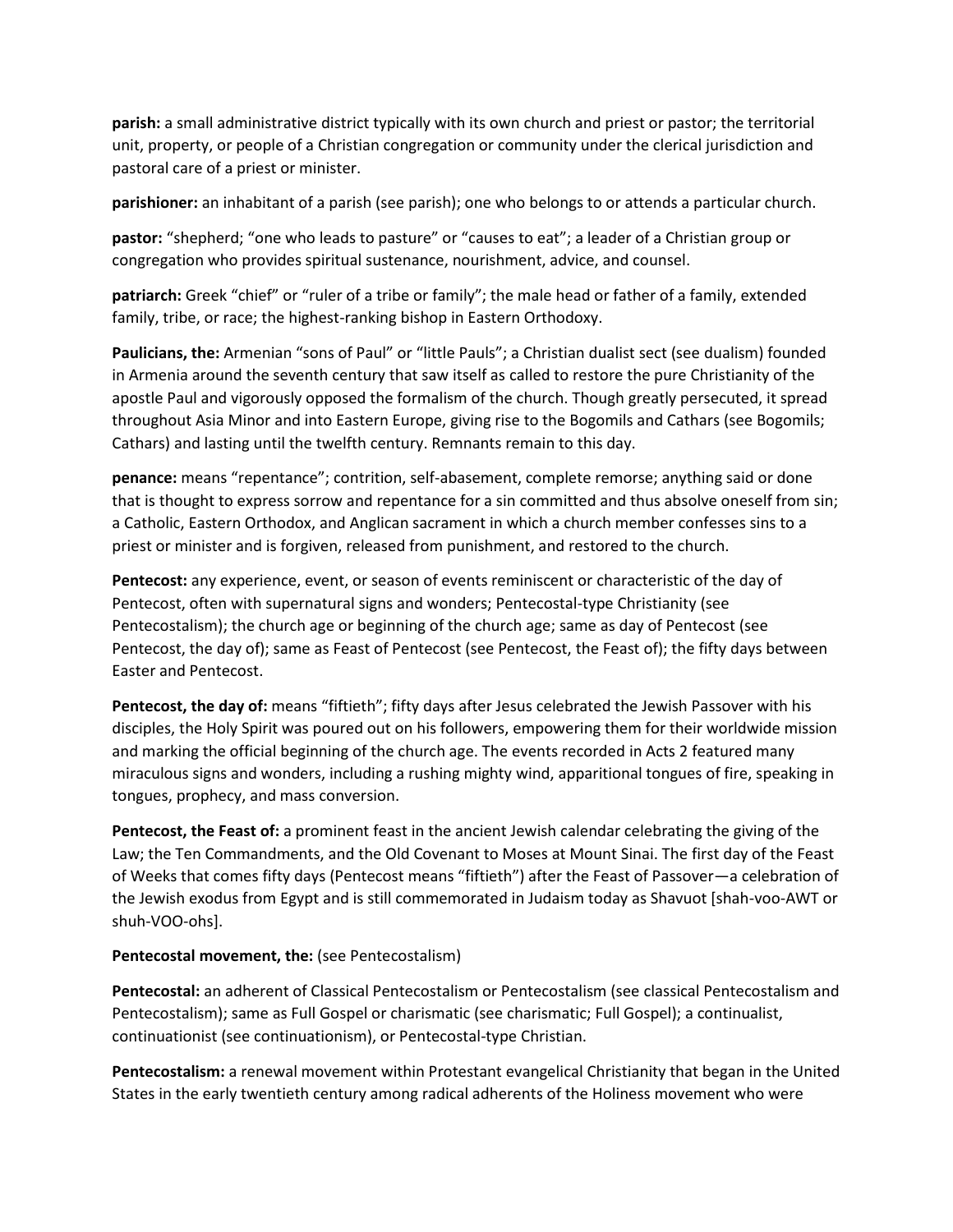**parish:** a small administrative district typically with its own church and priest or pastor; the territorial unit, property, or people of a Christian congregation or community under the clerical jurisdiction and pastoral care of a priest or minister.

**parishioner:** an inhabitant of a parish (see parish); one who belongs to or attends a particular church.

**pastor:** "shepherd; "one who leads to pasture" or "causes to eat"; a leader of a Christian group or congregation who provides spiritual sustenance, nourishment, advice, and counsel.

**patriarch:** Greek "chief" or "ruler of a tribe or family"; the male head or father of a family, extended family, tribe, or race; the highest-ranking bishop in Eastern Orthodoxy.

**Paulicians, the:** Armenian "sons of Paul" or "little Pauls"; a Christian dualist sect (see dualism) founded in Armenia around the seventh century that saw itself as called to restore the pure Christianity of the apostle Paul and vigorously opposed the formalism of the church. Though greatly persecuted, it spread throughout Asia Minor and into Eastern Europe, giving rise to the Bogomils and Cathars (see Bogomils; Cathars) and lasting until the twelfth century. Remnants remain to this day.

**penance:** means "repentance"; contrition, self-abasement, complete remorse; anything said or done that is thought to express sorrow and repentance for a sin committed and thus absolve oneself from sin; a Catholic, Eastern Orthodox, and Anglican sacrament in which a church member confesses sins to a priest or minister and is forgiven, released from punishment, and restored to the church.

**Pentecost:** any experience, event, or season of events reminiscent or characteristic of the day of Pentecost, often with supernatural signs and wonders; Pentecostal-type Christianity (see Pentecostalism); the church age or beginning of the church age; same as day of Pentecost (see Pentecost, the day of); same as Feast of Pentecost (see Pentecost, the Feast of); the fifty days between Easter and Pentecost.

**Pentecost, the day of:** means "fiftieth"; fifty days after Jesus celebrated the Jewish Passover with his disciples, the Holy Spirit was poured out on his followers, empowering them for their worldwide mission and marking the official beginning of the church age. The events recorded in Acts 2 featured many miraculous signs and wonders, including a rushing mighty wind, apparitional tongues of fire, speaking in tongues, prophecy, and mass conversion.

**Pentecost, the Feast of:** a prominent feast in the ancient Jewish calendar celebrating the giving of the Law; the Ten Commandments, and the Old Covenant to Moses at Mount Sinai. The first day of the Feast of Weeks that comes fifty days (Pentecost means "fiftieth") after the Feast of Passover—a celebration of the Jewish exodus from Egypt and is still commemorated in Judaism today as Shavuot [shah-voo-AWT or shuh-VOO-ohs].

**Pentecostal movement, the:** (see Pentecostalism)

**Pentecostal:** an adherent of Classical Pentecostalism or Pentecostalism (see classical Pentecostalism and Pentecostalism); same as Full Gospel or charismatic (see charismatic; Full Gospel); a continualist, continuationist (see continuationism), or Pentecostal-type Christian.

**Pentecostalism:** a renewal movement within Protestant evangelical Christianity that began in the United States in the early twentieth century among radical adherents of the Holiness movement who were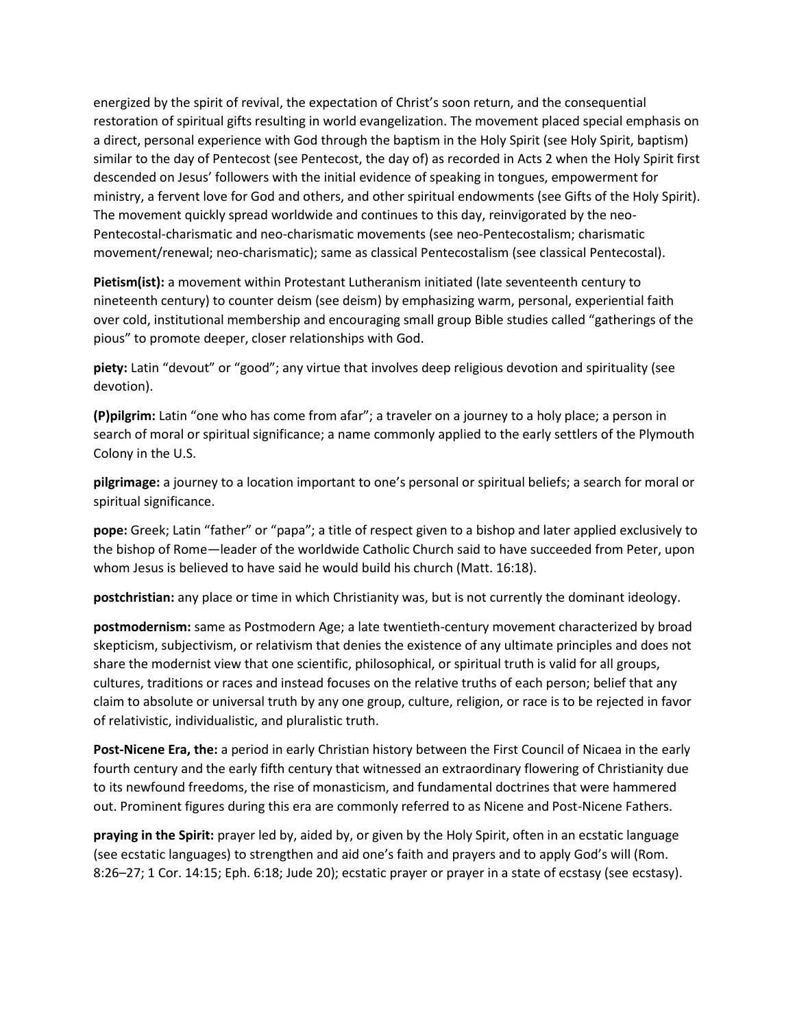energized by the spirit of revival, the expectation of Christ's soon return, and the consequential restoration of spiritual gifts resulting in world evangelization. The movement placed special emphasis on a direct, personal experience with God through the baptism in the Holy Spirit (see Holy Spirit, baptism) similar to the day of Pentecost (see Pentecost, the day of) as recorded in Acts 2 when the Holy Spirit first descended on Jesus' followers with the initial evidence of speaking in tongues, empowerment for ministry, a fervent love for God and others, and other spiritual endowments (see Gifts of the Holy Spirit). The movement quickly spread worldwide and continues to this day, reinvigorated by the neo-Pentecostal-charismatic and neo-charismatic movements (see neo-Pentecostalism; charismatic movement/renewal; neo-charismatic); same as classical Pentecostalism (see classical Pentecostal).

**Pietism(ist):** a movement within Protestant Lutheranism initiated (late seventeenth century to nineteenth century) to counter deism (see deism) by emphasizing warm, personal, experiential faith over cold, institutional membership and encouraging small group Bible studies called "gatherings of the pious" to promote deeper, closer relationships with God.

**piety:** Latin "devout" or "good"; any virtue that involves deep religious devotion and spirituality (see devotion).

**(P)pilgrim:** Latin "one who has come from afar"; a traveler on a journey to a holy place; a person in search of moral or spiritual significance; a name commonly applied to the early settlers of the Plymouth Colony in the U.S.

**pilgrimage:** a journey to a location important to one's personal or spiritual beliefs; a search for moral or spiritual significance.

**pope:** Greek; Latin "father" or "papa"; a title of respect given to a bishop and later applied exclusively to the bishop of Rome—leader of the worldwide Catholic Church said to have succeeded from Peter, upon whom Jesus is believed to have said he would build his church (Matt. 16:18).

**postchristian:** any place or time in which Christianity was, but is not currently the dominant ideology.

**postmodernism:** same as Postmodern Age; a late twentieth-century movement characterized by broad skepticism, subjectivism, or relativism that denies the existence of any ultimate principles and does not share the modernist view that one scientific, philosophical, or spiritual truth is valid for all groups, cultures, traditions or races and instead focuses on the relative truths of each person; belief that any claim to absolute or universal truth by any one group, culture, religion, or race is to be rejected in favor of relativistic, individualistic, and pluralistic truth.

**Post-Nicene Era, the:** a period in early Christian history between the First Council of Nicaea in the early fourth century and the early fifth century that witnessed an extraordinary flowering of Christianity due to its newfound freedoms, the rise of monasticism, and fundamental doctrines that were hammered out. Prominent figures during this era are commonly referred to as Nicene and Post-Nicene Fathers.

**praying in the Spirit:** prayer led by, aided by, or given by the Holy Spirit, often in an ecstatic language (see ecstatic languages) to strengthen and aid one's faith and prayers and to apply God's will (Rom. 8:26–27; 1 Cor. 14:15; Eph. 6:18; Jude 20); ecstatic prayer or prayer in a state of ecstasy (see ecstasy).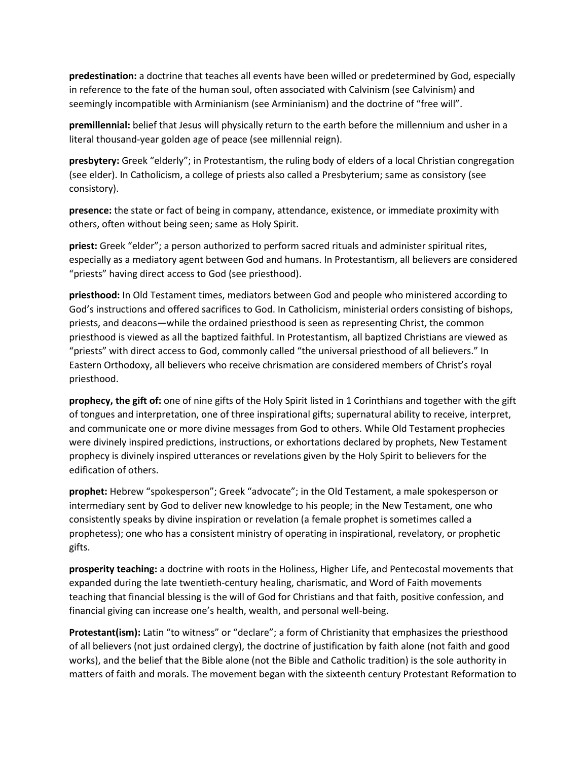**predestination:** a doctrine that teaches all events have been willed or predetermined by God, especially in reference to the fate of the human soul, often associated with Calvinism (see Calvinism) and seemingly incompatible with Arminianism (see Arminianism) and the doctrine of "free will".

**premillennial:** belief that Jesus will physically return to the earth before the millennium and usher in a literal thousand-year golden age of peace (see millennial reign).

**presbytery:** Greek "elderly"; in Protestantism, the ruling body of elders of a local Christian congregation (see elder). In Catholicism, a college of priests also called a Presbyterium; same as consistory (see consistory).

**presence:** the state or fact of being in company, attendance, existence, or immediate proximity with others, often without being seen; same as Holy Spirit.

**priest:** Greek "elder"; a person authorized to perform sacred rituals and administer spiritual rites, especially as a mediatory agent between God and humans. In Protestantism, all believers are considered "priests" having direct access to God (see priesthood).

**priesthood:** In Old Testament times, mediators between God and people who ministered according to God's instructions and offered sacrifices to God. In Catholicism, ministerial orders consisting of bishops, priests, and deacons—while the ordained priesthood is seen as representing Christ, the common priesthood is viewed as all the baptized faithful. In Protestantism, all baptized Christians are viewed as "priests" with direct access to God, commonly called "the universal priesthood of all believers." In Eastern Orthodoxy, all believers who receive chrismation are considered members of Christ's royal priesthood.

**prophecy, the gift of:** one of nine gifts of the Holy Spirit listed in 1 Corinthians and together with the gift of tongues and interpretation, one of three inspirational gifts; supernatural ability to receive, interpret, and communicate one or more divine messages from God to others. While Old Testament prophecies were divinely inspired predictions, instructions, or exhortations declared by prophets, New Testament prophecy is divinely inspired utterances or revelations given by the Holy Spirit to believers for the edification of others.

**prophet:** Hebrew "spokesperson"; Greek "advocate"; in the Old Testament, a male spokesperson or intermediary sent by God to deliver new knowledge to his people; in the New Testament, one who consistently speaks by divine inspiration or revelation (a female prophet is sometimes called a prophetess); one who has a consistent ministry of operating in inspirational, revelatory, or prophetic gifts.

**prosperity teaching:** a doctrine with roots in the Holiness, Higher Life, and Pentecostal movements that expanded during the late twentieth-century healing, charismatic, and Word of Faith movements teaching that financial blessing is the will of God for Christians and that faith, positive confession, and financial giving can increase one's health, wealth, and personal well-being.

**Protestant(ism):** Latin "to witness" or "declare"; a form of Christianity that emphasizes the priesthood of all believers (not just ordained clergy), the doctrine of justification by faith alone (not faith and good works), and the belief that the Bible alone (not the Bible and Catholic tradition) is the sole authority in matters of faith and morals. The movement began with the sixteenth century Protestant Reformation to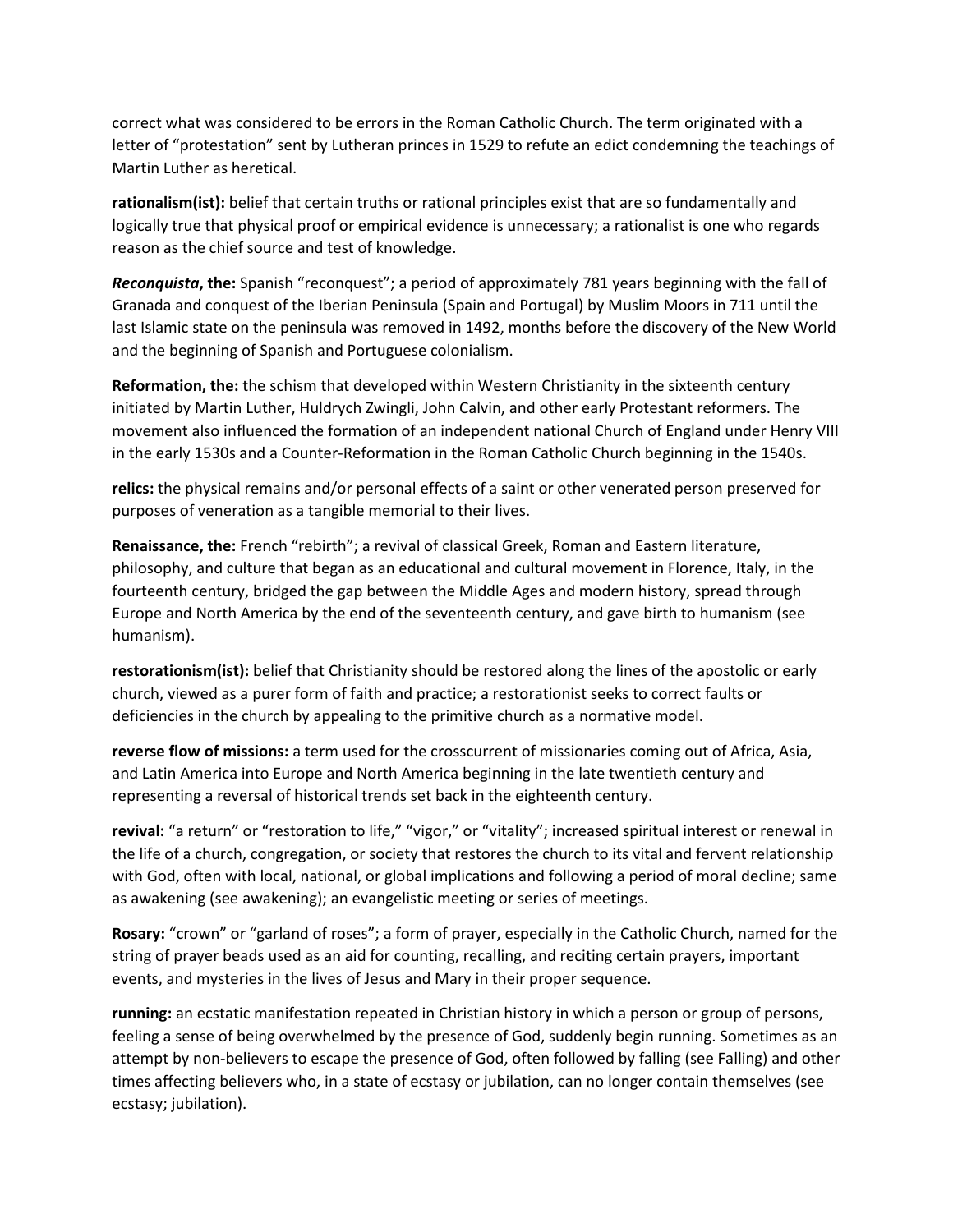correct what was considered to be errors in the Roman Catholic Church. The term originated with a letter of "protestation" sent by Lutheran princes in 1529 to refute an edict condemning the teachings of Martin Luther as heretical.

**rationalism(ist):** belief that certain truths or rational principles exist that are so fundamentally and logically true that physical proof or empirical evidence is unnecessary; a rationalist is one who regards reason as the chief source and test of knowledge.

***Reconquista*, the:** Spanish "reconquest"; a period of approximately 781 years beginning with the fall of Granada and conquest of the Iberian Peninsula (Spain and Portugal) by Muslim Moors in 711 until the last Islamic state on the peninsula was removed in 1492, months before the discovery of the New World and the beginning of Spanish and Portuguese colonialism.

**Reformation, the:** the schism that developed within Western Christianity in the sixteenth century initiated by Martin Luther, Huldrych Zwingli, John Calvin, and other early Protestant reformers. The movement also influenced the formation of an independent national Church of England under Henry VIII in the early 1530s and a Counter-Reformation in the Roman Catholic Church beginning in the 1540s.

**relics:** the physical remains and/or personal effects of a saint or other venerated person preserved for purposes of veneration as a tangible memorial to their lives.

**Renaissance, the:** French "rebirth"; a revival of classical Greek, Roman and Eastern literature, philosophy, and culture that began as an educational and cultural movement in Florence, Italy, in the fourteenth century, bridged the gap between the Middle Ages and modern history, spread through Europe and North America by the end of the seventeenth century, and gave birth to humanism (see humanism).

**restorationism(ist):** belief that Christianity should be restored along the lines of the apostolic or early church, viewed as a purer form of faith and practice; a restorationist seeks to correct faults or deficiencies in the church by appealing to the primitive church as a normative model.

**reverse flow of missions:** a term used for the crosscurrent of missionaries coming out of Africa, Asia, and Latin America into Europe and North America beginning in the late twentieth century and representing a reversal of historical trends set back in the eighteenth century.

**revival:** "a return" or "restoration to life," "vigor," or "vitality"; increased spiritual interest or renewal in the life of a church, congregation, or society that restores the church to its vital and fervent relationship with God, often with local, national, or global implications and following a period of moral decline; same as awakening (see awakening); an evangelistic meeting or series of meetings.

**Rosary:** "crown" or "garland of roses"; a form of prayer, especially in the Catholic Church, named for the string of prayer beads used as an aid for counting, recalling, and reciting certain prayers, important events, and mysteries in the lives of Jesus and Mary in their proper sequence.

**running:** an ecstatic manifestation repeated in Christian history in which a person or group of persons, feeling a sense of being overwhelmed by the presence of God, suddenly begin running. Sometimes as an attempt by non-believers to escape the presence of God, often followed by falling (see Falling) and other times affecting believers who, in a state of ecstasy or jubilation, can no longer contain themselves (see ecstasy; jubilation).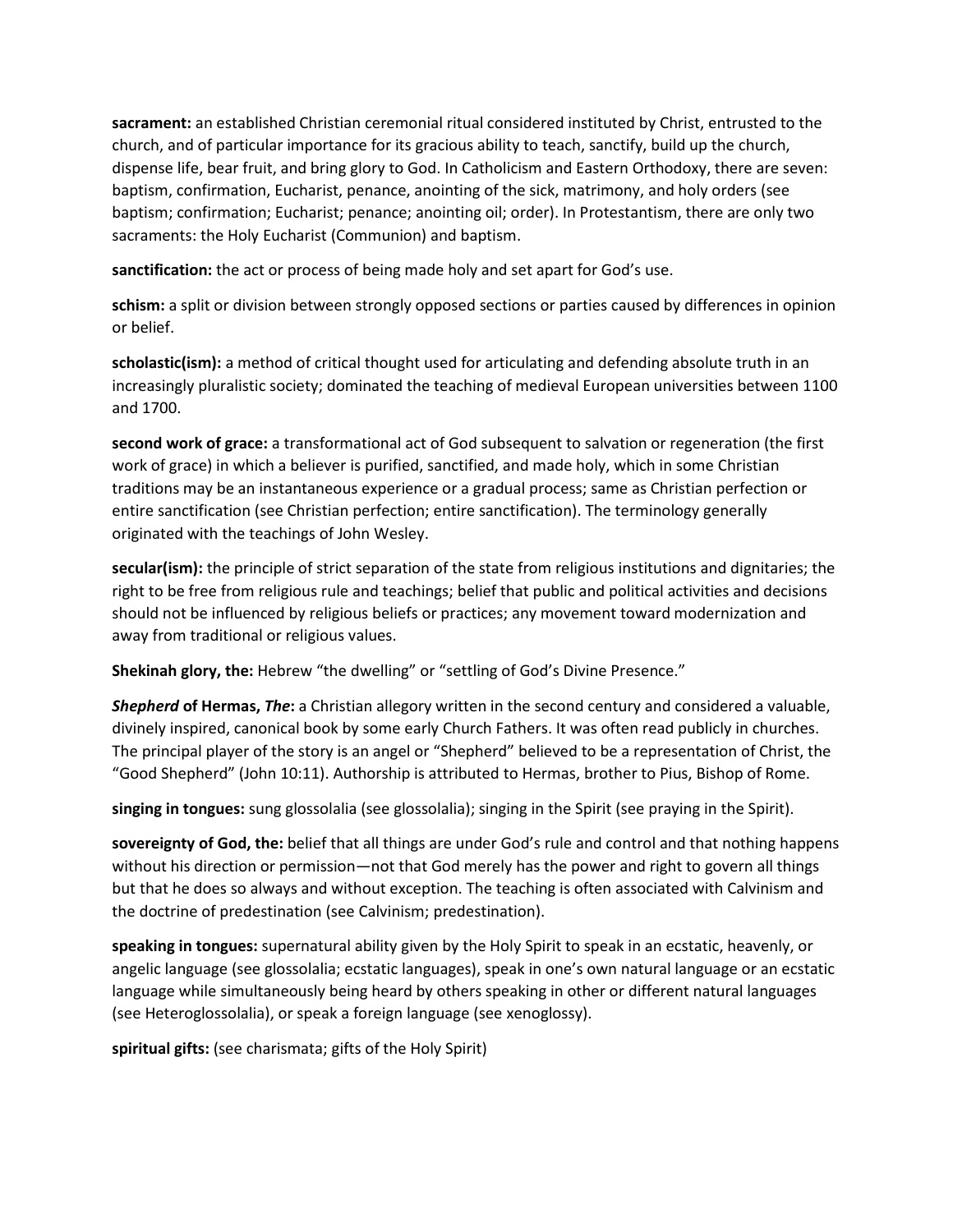**sacrament:** an established Christian ceremonial ritual considered instituted by Christ, entrusted to the church, and of particular importance for its gracious ability to teach, sanctify, build up the church, dispense life, bear fruit, and bring glory to God. In Catholicism and Eastern Orthodoxy, there are seven: baptism, confirmation, Eucharist, penance, anointing of the sick, matrimony, and holy orders (see baptism; confirmation; Eucharist; penance; anointing oil; order). In Protestantism, there are only two sacraments: the Holy Eucharist (Communion) and baptism.

**sanctification:** the act or process of being made holy and set apart for God's use.

**schism:** a split or division between strongly opposed sections or parties caused by differences in opinion or belief.

**scholastic(ism):** a method of critical thought used for articulating and defending absolute truth in an increasingly pluralistic society; dominated the teaching of medieval European universities between 1100 and 1700.

**second work of grace:** a transformational act of God subsequent to salvation or regeneration (the first work of grace) in which a believer is purified, sanctified, and made holy, which in some Christian traditions may be an instantaneous experience or a gradual process; same as Christian perfection or entire sanctification (see Christian perfection; entire sanctification). The terminology generally originated with the teachings of John Wesley.

**secular(ism):** the principle of strict separation of the state from religious institutions and dignitaries; the right to be free from religious rule and teachings; belief that public and political activities and decisions should not be influenced by religious beliefs or practices; any movement toward modernization and away from traditional or religious values.

**Shekinah glory, the:** Hebrew "the dwelling" or "settling of God's Divine Presence."

***Shepherd* of Hermas, *The*:** a Christian allegory written in the second century and considered a valuable, divinely inspired, canonical book by some early Church Fathers. It was often read publicly in churches. The principal player of the story is an angel or "Shepherd" believed to be a representation of Christ, the "Good Shepherd" (John 10:11). Authorship is attributed to Hermas, brother to Pius, Bishop of Rome.

**singing in tongues:** sung glossolalia (see glossolalia); singing in the Spirit (see praying in the Spirit).

**sovereignty of God, the:** belief that all things are under God's rule and control and that nothing happens without his direction or permission—not that God merely has the power and right to govern all things but that he does so always and without exception. The teaching is often associated with Calvinism and the doctrine of predestination (see Calvinism; predestination).

**speaking in tongues:** supernatural ability given by the Holy Spirit to speak in an ecstatic, heavenly, or angelic language (see glossolalia; ecstatic languages), speak in one's own natural language or an ecstatic language while simultaneously being heard by others speaking in other or different natural languages (see Heteroglossolalia), or speak a foreign language (see xenoglossy).

**spiritual gifts:** (see charismata; gifts of the Holy Spirit)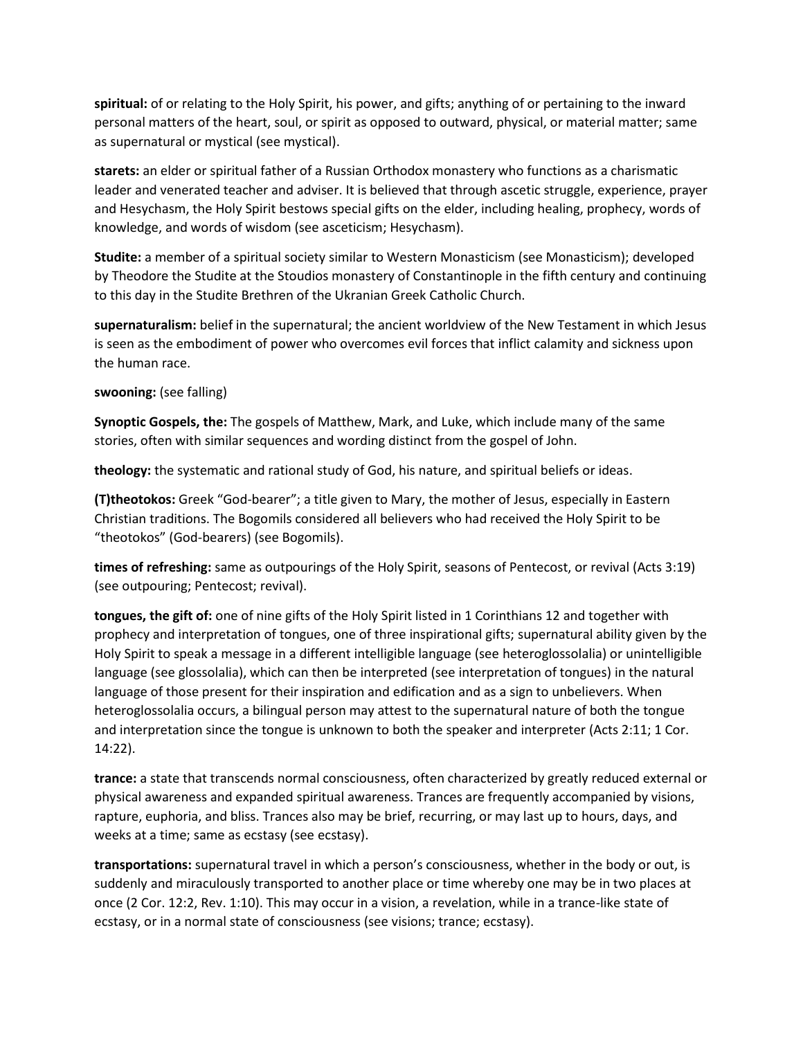**spiritual:** of or relating to the Holy Spirit, his power, and gifts; anything of or pertaining to the inward personal matters of the heart, soul, or spirit as opposed to outward, physical, or material matter; same as supernatural or mystical (see mystical).

**starets:** an elder or spiritual father of a Russian Orthodox monastery who functions as a charismatic leader and venerated teacher and adviser. It is believed that through ascetic struggle, experience, prayer and Hesychasm, the Holy Spirit bestows special gifts on the elder, including healing, prophecy, words of knowledge, and words of wisdom (see asceticism; Hesychasm).

**Studite:** a member of a spiritual society similar to Western Monasticism (see Monasticism); developed by Theodore the Studite at the Stoudios monastery of Constantinople in the fifth century and continuing to this day in the Studite Brethren of the Ukranian Greek Catholic Church.

**supernaturalism:** belief in the supernatural; the ancient worldview of the New Testament in which Jesus is seen as the embodiment of power who overcomes evil forces that inflict calamity and sickness upon the human race.

**swooning:** (see falling)

**Synoptic Gospels, the:** The gospels of Matthew, Mark, and Luke, which include many of the same stories, often with similar sequences and wording distinct from the gospel of John.

**theology:** the systematic and rational study of God, his nature, and spiritual beliefs or ideas.

**(T)theotokos:** Greek "God-bearer"; a title given to Mary, the mother of Jesus, especially in Eastern Christian traditions. The Bogomils considered all believers who had received the Holy Spirit to be "theotokos" (God-bearers) (see Bogomils).

**times of refreshing:** same as outpourings of the Holy Spirit, seasons of Pentecost, or revival (Acts 3:19) (see outpouring; Pentecost; revival).

**tongues, the gift of:** one of nine gifts of the Holy Spirit listed in 1 Corinthians 12 and together with prophecy and interpretation of tongues, one of three inspirational gifts; supernatural ability given by the Holy Spirit to speak a message in a different intelligible language (see heteroglossolalia) or unintelligible language (see glossolalia), which can then be interpreted (see interpretation of tongues) in the natural language of those present for their inspiration and edification and as a sign to unbelievers. When heteroglossolalia occurs, a bilingual person may attest to the supernatural nature of both the tongue and interpretation since the tongue is unknown to both the speaker and interpreter (Acts 2:11; 1 Cor. 14:22).

**trance:** a state that transcends normal consciousness, often characterized by greatly reduced external or physical awareness and expanded spiritual awareness. Trances are frequently accompanied by visions, rapture, euphoria, and bliss. Trances also may be brief, recurring, or may last up to hours, days, and weeks at a time; same as ecstasy (see ecstasy).

**transportations:** supernatural travel in which a person's consciousness, whether in the body or out, is suddenly and miraculously transported to another place or time whereby one may be in two places at once (2 Cor. 12:2, Rev. 1:10). This may occur in a vision, a revelation, while in a trance-like state of ecstasy, or in a normal state of consciousness (see visions; trance; ecstasy).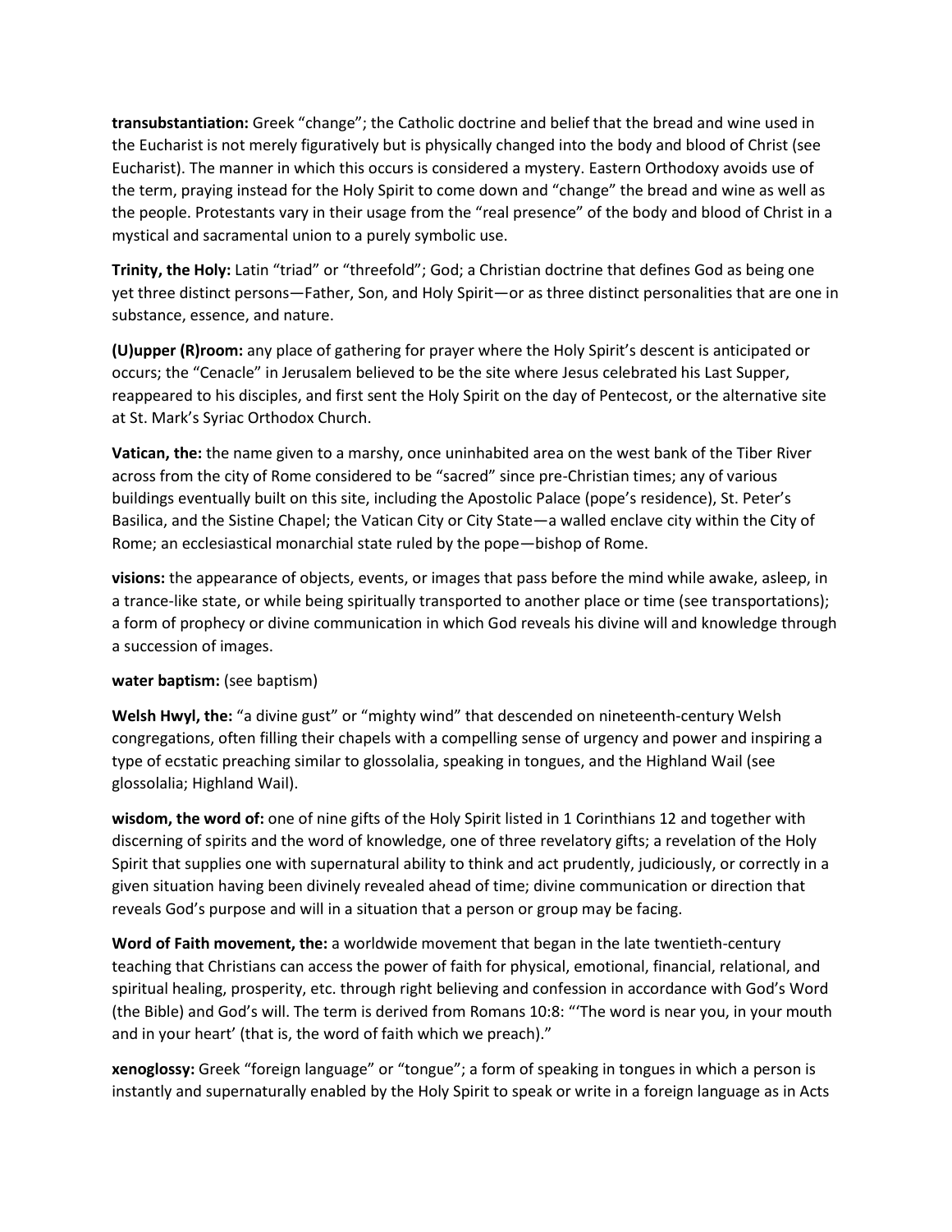**transubstantiation:** Greek "change"; the Catholic doctrine and belief that the bread and wine used in the Eucharist is not merely figuratively but is physically changed into the body and blood of Christ (see Eucharist). The manner in which this occurs is considered a mystery. Eastern Orthodoxy avoids use of the term, praying instead for the Holy Spirit to come down and "change" the bread and wine as well as the people. Protestants vary in their usage from the "real presence" of the body and blood of Christ in a mystical and sacramental union to a purely symbolic use.

**Trinity, the Holy:** Latin "triad" or "threefold"; God; a Christian doctrine that defines God as being one yet three distinct persons—Father, Son, and Holy Spirit—or as three distinct personalities that are one in substance, essence, and nature.

**(U)upper (R)room:** any place of gathering for prayer where the Holy Spirit's descent is anticipated or occurs; the "Cenacle" in Jerusalem believed to be the site where Jesus celebrated his Last Supper, reappeared to his disciples, and first sent the Holy Spirit on the day of Pentecost, or the alternative site at St. Mark's Syriac Orthodox Church.

**Vatican, the:** the name given to a marshy, once uninhabited area on the west bank of the Tiber River across from the city of Rome considered to be "sacred" since pre-Christian times; any of various buildings eventually built on this site, including the Apostolic Palace (pope's residence), St. Peter's Basilica, and the Sistine Chapel; the Vatican City or City State—a walled enclave city within the City of Rome; an ecclesiastical monarchial state ruled by the pope—bishop of Rome.

**visions:** the appearance of objects, events, or images that pass before the mind while awake, asleep, in a trance-like state, or while being spiritually transported to another place or time (see transportations); a form of prophecy or divine communication in which God reveals his divine will and knowledge through a succession of images.

**water baptism:** (see baptism)

**Welsh Hwyl, the:** "a divine gust" or "mighty wind" that descended on nineteenth-century Welsh congregations, often filling their chapels with a compelling sense of urgency and power and inspiring a type of ecstatic preaching similar to glossolalia, speaking in tongues, and the Highland Wail (see glossolalia; Highland Wail).

**wisdom, the word of:** one of nine gifts of the Holy Spirit listed in 1 Corinthians 12 and together with discerning of spirits and the word of knowledge, one of three revelatory gifts; a revelation of the Holy Spirit that supplies one with supernatural ability to think and act prudently, judiciously, or correctly in a given situation having been divinely revealed ahead of time; divine communication or direction that reveals God's purpose and will in a situation that a person or group may be facing.

**Word of Faith movement, the:** a worldwide movement that began in the late twentieth-century teaching that Christians can access the power of faith for physical, emotional, financial, relational, and spiritual healing, prosperity, etc. through right believing and confession in accordance with God's Word (the Bible) and God's will. The term is derived from Romans 10:8: "'The word is near you, in your mouth and in your heart' (that is, the word of faith which we preach)."

**xenoglossy:** Greek "foreign language" or "tongue"; a form of speaking in tongues in which a person is instantly and supernaturally enabled by the Holy Spirit to speak or write in a foreign language as in Acts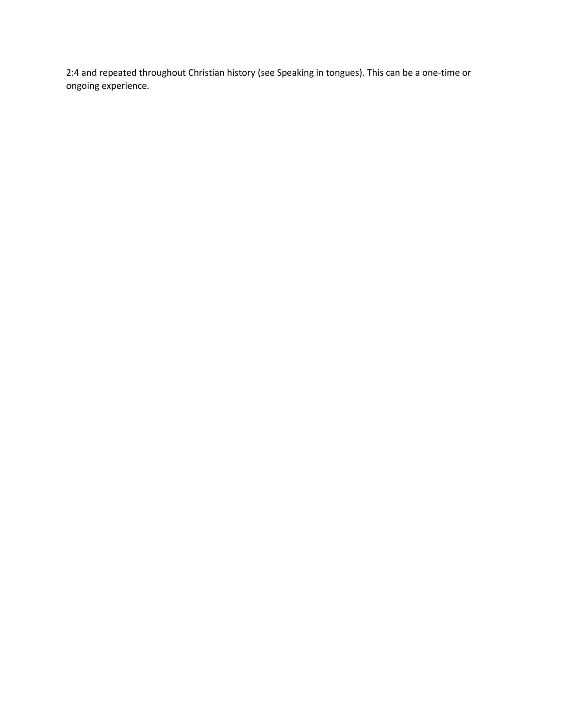2:4 and repeated throughout Christian history (see Speaking in tongues). This can be a one-time or ongoing experience.